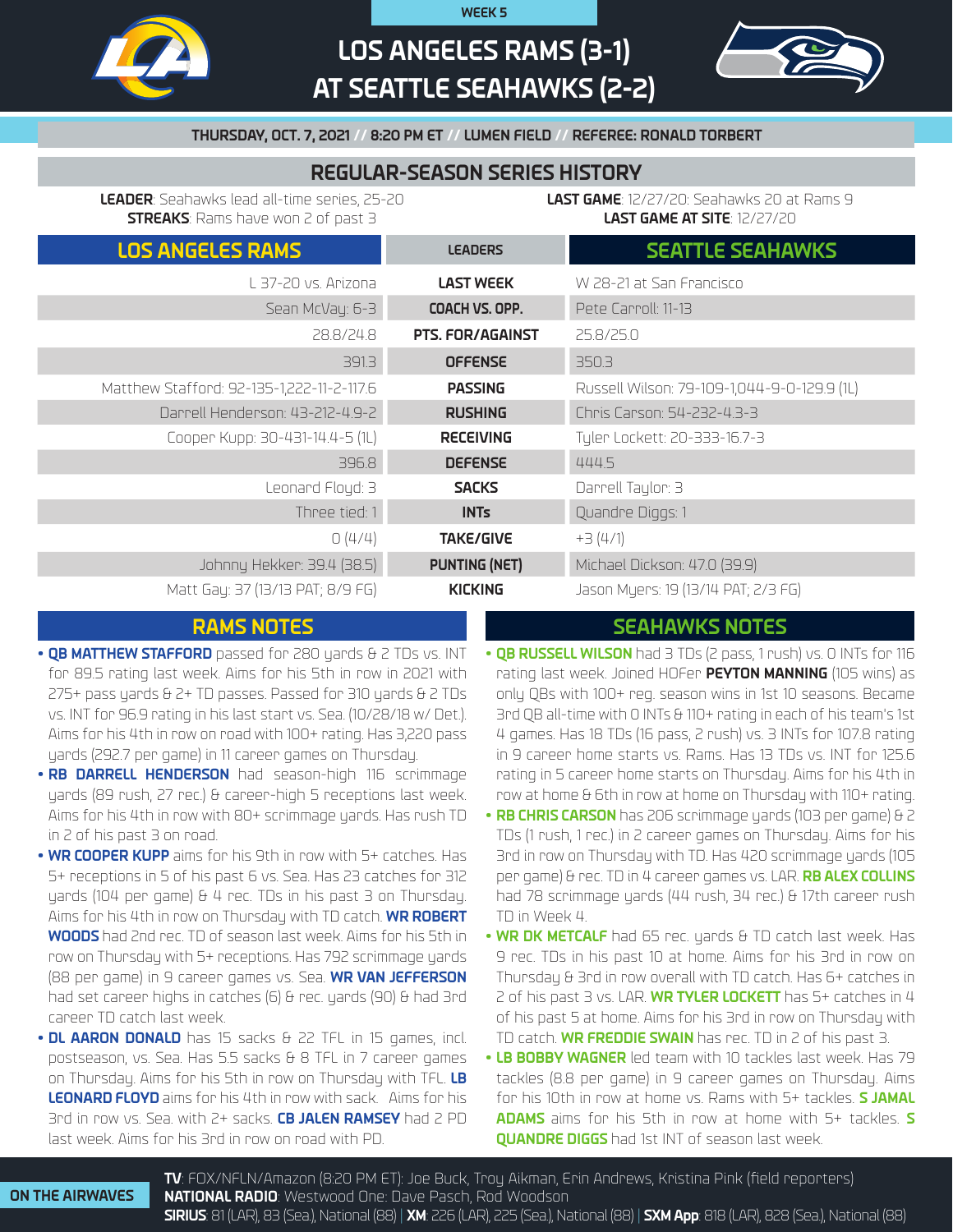WEEK 5

# LOS ANGELES RAMS (3-1) AT SEATTLE SEAHAWKS (2-2)

**THURSDAY, OCT. 7, 2021 // 8:20 PM ET // LUMEN FIELD // REFEREE: RONALD TORBERT**

## REGULAR-SEASON SERIES HISTORY

**LEADER**: Seahawks lead all-time series, 25-20
**STREAKS**: Rams have won 2 of past 3

**LAST GAME**: 12/27/20: Seahawks 20 at Rams 9
**LAST GAME AT SITE**: 12/27/20

| LOS ANGELES RAMS | LEADERS | SEATTLE SEAHAWKS |
|---|---|---|
| L 37-20 vs. Arizona | LAST WEEK | W 28-21 at San Francisco |
| Sean McVay: 6-3 | COACH VS. OPP. | Pete Carroll: 11-13 |
| 28.8/24.8 | PTS. FOR/AGAINST | 25.8/25.0 |
| 391.3 | OFFENSE | 350.3 |
| Matthew Stafford: 92-135-1,222-11-2-117.6 | PASSING | Russell Wilson: 79-109-1,044-9-0-129.9 (1L) |
| Darrell Henderson: 43-212-4.9-2 | RUSHING | Chris Carson: 54-232-4.3-3 |
| Cooper Kupp: 30-431-14.4-5 (1L) | RECEIVING | Tyler Lockett: 20-333-16.7-3 |
| 396.8 | DEFENSE | 444.5 |
| Leonard Floyd: 3 | SACKS | Darrell Taylor: 3 |
| Three tied: 1 | INTs | Quandre Diggs: 1 |
| 0 (4/4) | TAKE/GIVE | +3 (4/1) |
| Johnny Hekker: 39.4 (38.5) | PUNTING (NET) | Michael Dickson: 47.0 (39.9) |
| Matt Gay: 37 (13/13 PAT; 8/9 FG) | KICKING | Jason Myers: 19 (13/14 PAT; 2/3 FG) |

## RAMS NOTES

- **QB MATTHEW STAFFORD** passed for 280 yards & 2 TDs vs. INT for 89.5 rating last week. Aims for his 5th in row in 2021 with 275+ pass yards & 2+ TD passes. Passed for 310 yards & 2 TDs vs. INT for 96.9 rating in his last start vs. Sea. (10/28/18 w/ Det.). Aims for his 4th in row on road with 100+ rating. Has 3,220 pass yards (292.7 per game) in 11 career games on Thursday.
- **RB DARRELL HENDERSON** had season-high 116 scrimmage yards (89 rush, 27 rec.) & career-high 5 receptions last week. Aims for his 4th in row with 80+ scrimmage yards. Has rush TD in 2 of his past 3 on road.
- **WR COOPER KUPP** aims for his 9th in row with 5+ catches. Has 5+ receptions in 5 of his past 6 vs. Sea. Has 23 catches for 312 yards (104 per game) & 4 rec. TDs in his past 3 on Thursday. Aims for his 4th in row on Thursday with TD catch. **WR ROBERT WOODS** had 2nd rec. TD of season last week. Aims for his 5th in row on Thursday with 5+ receptions. Has 792 scrimmage yards (88 per game) in 9 career games vs. Sea. **WR VAN JEFFERSON** had set career highs in catches (6) & rec. yards (90) & had 3rd career TD catch last week.
- **DL AARON DONALD** has 15 sacks & 22 TFL in 15 games, incl. postseason, vs. Sea. Has 5.5 sacks & 8 TFL in 7 career games on Thursday. Aims for his 5th in row on Thursday with TFL. **LB LEONARD FLOYD** aims for his 4th in row with sack. Aims for his 3rd in row vs. Sea. with 2+ sacks. **CB JALEN RAMSEY** had 2 PD last week. Aims for his 3rd in row on road with PD.

## SEAHAWKS NOTES

- **QB RUSSELL WILSON** had 3 TDs (2 pass, 1 rush) vs. 0 INTs for 116 rating last week. Joined HOFer **PEYTON MANNING** (105 wins) as only QBs with 100+ reg. season wins in 1st 10 seasons. Became 3rd QB all-time with 0 INTs & 110+ rating in each of his team's 1st 4 games. Has 18 TDs (16 pass, 2 rush) vs. 3 INTs for 107.8 rating in 9 career home starts vs. Rams. Has 13 TDs vs. INT for 125.6 rating in 5 career home starts on Thursday. Aims for his 4th in row at home & 6th in row at home on Thursday with 110+ rating.
- **RB CHRIS CARSON** has 206 scrimmage yards (103 per game) & 2 TDs (1 rush, 1 rec.) in 2 career games on Thursday. Aims for his 3rd in row on Thursday with TD. Has 420 scrimmage yards (105 per game) & rec. TD in 4 career games vs. LAR. **RB ALEX COLLINS** had 78 scrimmage yards (44 rush, 34 rec.) & 17th career rush TD in Week 4.
- **WR DK METCALF** had 65 rec. yards & TD catch last week. Has 9 rec. TDs in his past 10 at home. Aims for his 3rd in row on Thursday & 3rd in row overall with TD catch. Has 6+ catches in 2 of his past 3 vs. LAR. **WR TYLER LOCKETT** has 5+ catches in 4 of his past 5 at home. Aims for his 3rd in row on Thursday with TD catch. **WR FREDDIE SWAIN** has rec. TD in 2 of his past 3.
- **LB BOBBY WAGNER** led team with 10 tackles last week. Has 79 tackles (8.8 per game) in 9 career games on Thursday. Aims for his 10th in row at home vs. Rams with 5+ tackles. **S JAMAL ADAMS** aims for his 5th in row at home with 5+ tackles. **S QUANDRE DIGGS** had 1st INT of season last week.

**ON THE AIRWAVES**

**TV**: FOX/NFLN/Amazon (8:20 PM ET): Joe Buck, Troy Aikman, Erin Andrews, Kristina Pink (field reporters)
**NATIONAL RADIO**: Westwood One: Dave Pasch, Rod Woodson
**SIRIUS**: 81 (LAR), 83 (Sea.), National (88) | **XM**: 226 (LAR), 225 (Sea.), National (88) | **SXM App**: 818 (LAR), 828 (Sea.), National (88)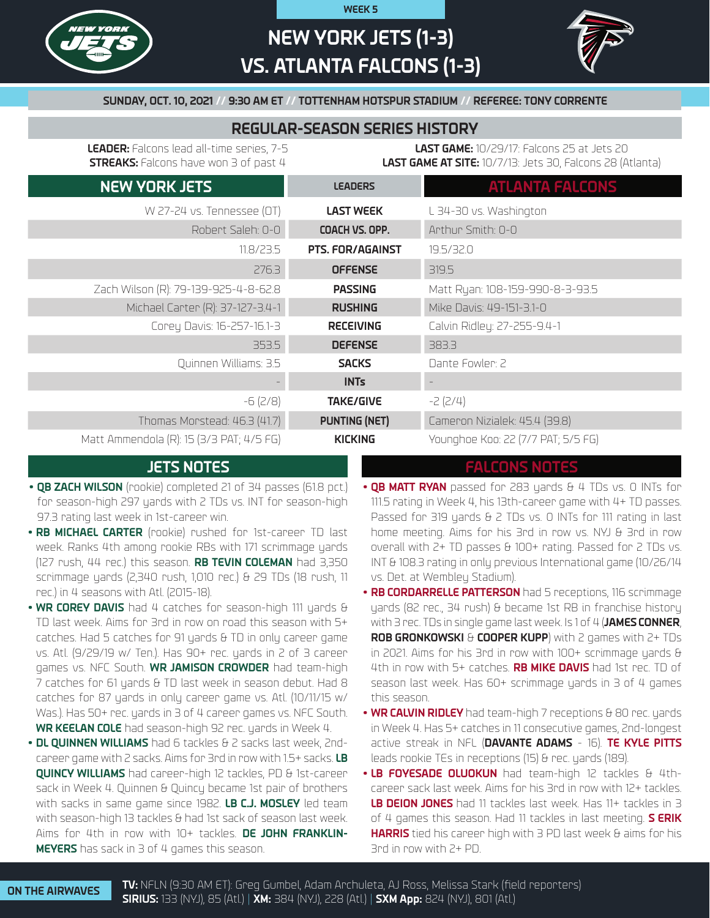WEEK 5

# NEW YORK JETS (1-3) VS. ATLANTA FALCONS (1-3)

**SUNDAY, OCT. 10, 2021 // 9:30 AM ET // TOTTENHAM HOTSPUR STADIUM // REFEREE: TONY CORRENTE**

## REGULAR-SEASON SERIES HISTORY

**LEADER:** Falcons lead all-time series, 7-5
**STREAKS:** Falcons have won 3 of past 4

**LAST GAME:** 10/29/17: Falcons 25 at Jets 20
**LAST GAME AT SITE:** 10/7/13: Jets 30, Falcons 28 (Atlanta)

| NEW YORK JETS | LEADERS | ATLANTA FALCONS |
|---|---|---|
| W 27-24 vs. Tennessee (OT) | LAST WEEK | L 34-30 vs. Washington |
| Robert Saleh: 0-0 | COACH VS. OPP. | Arthur Smith: 0-0 |
| 11.8/23.5 | PTS. FOR/AGAINST | 19.5/32.0 |
| 276.3 | OFFENSE | 319.5 |
| Zach Wilson (R): 79-139-925-4-8-62.8 | PASSING | Matt Ryan: 108-159-990-8-3-93.5 |
| Michael Carter (R): 37-127-3.4-1 | RUSHING | Mike Davis: 49-151-3.1-0 |
| Corey Davis: 16-257-16.1-3 | RECEIVING | Calvin Ridley: 27-255-9.4-1 |
| 353.5 | DEFENSE | 383.3 |
| Quinnen Williams: 3.5 | SACKS | Dante Fowler: 2 |
| - | INTs | - |
| -6 (2/8) | TAKE/GIVE | -2 (2/4) |
| Thomas Morstead: 46.3 (41.7) | PUNTING (NET) | Cameron Nizialek: 45.4 (39.8) |
| Matt Ammendola (R): 15 (3/3 PAT; 4/5 FG) | KICKING | Younghoe Koo: 22 (7/7 PAT; 5/5 FG) |

## JETS NOTES

- **QB ZACH WILSON** (rookie) completed 21 of 34 passes (61.8 pct.) for season-high 297 yards with 2 TDs vs. INT for season-high 97.3 rating last week in 1st-career win.
- **RB MICHAEL CARTER** (rookie) rushed for 1st-career TD last week. Ranks 4th among rookie RBs with 171 scrimmage yards (127 rush, 44 rec.) this season. **RB TEVIN COLEMAN** had 3,350 scrimmage yards (2,340 rush, 1,010 rec.) & 29 TDs (18 rush, 11 rec.) in 4 seasons with Atl. (2015-18).
- **WR COREY DAVIS** had 4 catches for season-high 111 yards & TD last week. Aims for 3rd in row on road this season with 5+ catches. Had 5 catches for 91 yards & TD in only career game vs. Atl. (9/29/19 w/ Ten.). Has 90+ rec. yards in 2 of 3 career games vs. NFC South. **WR JAMISON CROWDER** had team-high 7 catches for 61 yards & TD last week in season debut. Had 8 catches for 87 yards in only career game vs. Atl. (10/11/15 w/ Was.). Has 50+ rec. yards in 3 of 4 career games vs. NFC South. **WR KEELAN COLE** had season-high 92 rec. yards in Week 4.
- **DL QUINNEN WILLIAMS** had 6 tackles & 2 sacks last week, 2nd-career game with 2 sacks. Aims for 3rd in row with 1.5+ sacks. **LB QUINCY WILLIAMS** had career-high 12 tackles, PD & 1st-career sack in Week 4. Quinnen & Quincy became 1st pair of brothers with sacks in same game since 1982. **LB C.J. MOSLEY** led team with season-high 13 tackles & had 1st sack of season last week. Aims for 4th in row with 10+ tackles. **DE JOHN FRANKLIN-MEYERS** has sack in 3 of 4 games this season.

## FALCONS NOTES

- **QB MATT RYAN** passed for 283 yards & 4 TDs vs. 0 INTs for 111.5 rating in Week 4, his 13th-career game with 4+ TD passes. Passed for 319 yards & 2 TDs vs. 0 INTs for 111 rating in last home meeting. Aims for his 3rd in row vs. NYJ & 3rd in row overall with 2+ TD passes & 100+ rating. Passed for 2 TDs vs. INT & 108.3 rating in only previous International game (10/26/14 vs. Det. at Wembley Stadium).
- **RB CORDARRELLE PATTERSON** had 5 receptions, 116 scrimmage yards (82 rec., 34 rush) & became 1st RB in franchise history with 3 rec. TDs in single game last week. Is 1 of 4 (**JAMES CONNER**, **ROB GRONKOWSKI** & **COOPER KUPP**) with 2 games with 2+ TDs in 2021. Aims for his 3rd in row with 100+ scrimmage yards & 4th in row with 5+ catches. **RB MIKE DAVIS** had 1st rec. TD of season last week. Has 60+ scrimmage yards in 3 of 4 games this season.
- **WR CALVIN RIDLEY** had team-high 7 receptions & 80 rec. yards in Week 4. Has 5+ catches in 11 consecutive games, 2nd-longest active streak in NFL (**DAVANTE ADAMS** - 16). **TE KYLE PITTS** leads rookie TEs in receptions (15) & rec. yards (189).
- **LB FOYESADE OLUOKUN** had team-high 12 tackles & 4th-career sack last week. Aims for his 3rd in row with 12+ tackles. **LB DEION JONES** had 11 tackles last week. Has 11+ tackles in 3 of 4 games this season. Had 11 tackles in last meeting. **S ERIK HARRIS** tied his career high with 3 PD last week & aims for his 3rd in row with 2+ PD.

**ON THE AIRWAVES**

**TV:** NFLN (9:30 AM ET): Greg Gumbel, Adam Archuleta, AJ Ross, Melissa Stark (field reporters)
**SIRIUS:** 133 (NYJ), 85 (Atl.) | **XM:** 384 (NYJ), 228 (Atl.) | **SXM App:** 824 (NYJ), 801 (Atl.)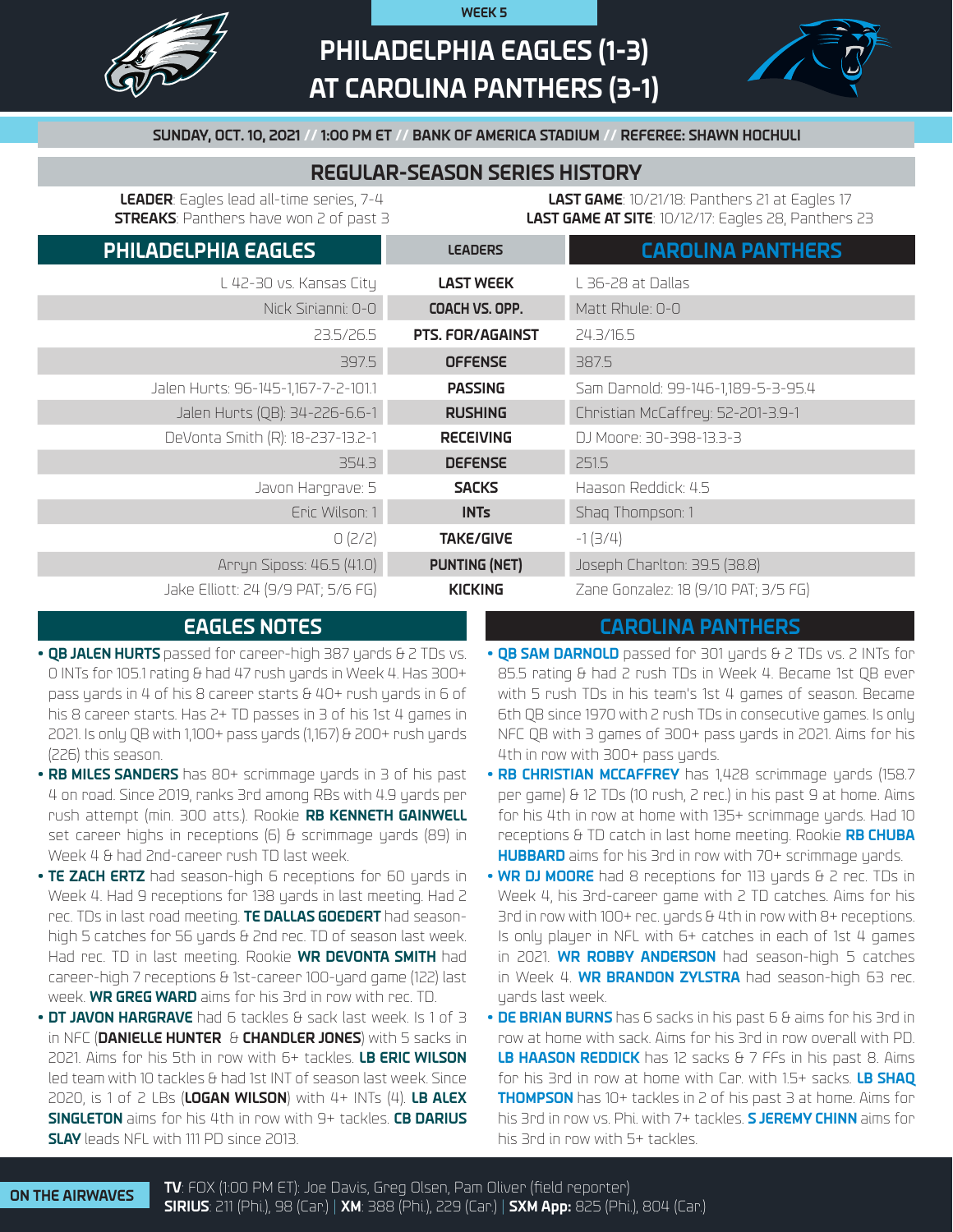WEEK 5

# PHILADELPHIA EAGLES (1-3) AT CAROLINA PANTHERS (3-1)

**SUNDAY, OCT. 10, 2021 // 1:00 PM ET // BANK OF AMERICA STADIUM // REFEREE: SHAWN HOCHULI**

## REGULAR-SEASON SERIES HISTORY

**LEADER**: Eagles lead all-time series, 7-4
**STREAKS**: Panthers have won 2 of past 3

**LAST GAME**: 10/21/18: Panthers 21 at Eagles 17
**LAST GAME AT SITE**: 10/12/17: Eagles 28, Panthers 23

| PHILADELPHIA EAGLES | LEADERS | CAROLINA PANTHERS |
|---|---|---|
| L 42-30 vs. Kansas City | **LAST WEEK** | L 36-28 at Dallas |
| Nick Sirianni: 0-0 | **COACH VS. OPP.** | Matt Rhule: 0-0 |
| 23.5/26.5 | **PTS. FOR/AGAINST** | 24.3/16.5 |
| 397.5 | **OFFENSE** | 387.5 |
| Jalen Hurts: 96-145-1,167-7-2-101.1 | **PASSING** | Sam Darnold: 99-146-1,189-5-3-95.4 |
| Jalen Hurts (QB): 34-226-6.6-1 | **RUSHING** | Christian McCaffrey: 52-201-3.9-1 |
| DeVonta Smith (R): 18-237-13.2-1 | **RECEIVING** | DJ Moore: 30-398-13.3-3 |
| 354.3 | **DEFENSE** | 251.5 |
| Javon Hargrave: 5 | **SACKS** | Haason Reddick: 4.5 |
| Eric Wilson: 1 | **INTs** | Shaq Thompson: 1 |
| 0 (2/2) | **TAKE/GIVE** | -1 (3/4) |
| Arryn Siposs: 46.5 (41.0) | **PUNTING (NET)** | Joseph Charlton: 39.5 (38.8) |
| Jake Elliott: 24 (9/9 PAT; 5/6 FG) | **KICKING** | Zane Gonzalez: 18 (9/10 PAT; 3/5 FG) |

## EAGLES NOTES

- **QB JALEN HURTS** passed for career-high 387 yards & 2 TDs vs. 0 INTs for 105.1 rating & had 47 rush yards in Week 4. Has 300+ pass yards in 4 of his 8 career starts & 40+ rush yards in 6 of his 8 career starts. Has 2+ TD passes in 3 of his 1st 4 games in 2021. Is only QB with 1,100+ pass yards (1,167) & 200+ rush yards (226) this season.
- **RB MILES SANDERS** has 80+ scrimmage yards in 3 of his past 4 on road. Since 2019, ranks 3rd among RBs with 4.9 yards per rush attempt (min. 300 atts.). Rookie **RB KENNETH GAINWELL** set career highs in receptions (6) & scrimmage yards (89) in Week 4 & had 2nd-career rush TD last week.
- **TE ZACH ERTZ** had season-high 6 receptions for 60 yards in Week 4. Had 9 receptions for 138 yards in last meeting. Had 2 rec. TDs in last road meeting. **TE DALLAS GOEDERT** had season-high 5 catches for 56 yards & 2nd rec. TD of season last week. Had rec. TD in last meeting. Rookie **WR DEVONTA SMITH** had career-high 7 receptions & 1st-career 100-yard game (122) last week. **WR GREG WARD** aims for his 3rd in row with rec. TD.
- **DT JAVON HARGRAVE** had 6 tackles & sack last week. Is 1 of 3 in NFC (**DANIELLE HUNTER** & **CHANDLER JONES**) with 5 sacks in 2021. Aims for his 5th in row with 6+ tackles. **LB ERIC WILSON** led team with 10 tackles & had 1st INT of season last week. Since 2020, is 1 of 2 LBs (**LOGAN WILSON**) with 4+ INTs (4). **LB ALEX SINGLETON** aims for his 4th in row with 9+ tackles. **CB DARIUS SLAY** leads NFL with 111 PD since 2013.

## CAROLINA PANTHERS

- **QB SAM DARNOLD** passed for 301 yards & 2 TDs vs. 2 INTs for 85.5 rating & had 2 rush TDs in Week 4. Became 1st QB ever with 5 rush TDs in his team's 1st 4 games of season. Became 6th QB since 1970 with 2 rush TDs in consecutive games. Is only NFC QB with 3 games of 300+ pass yards in 2021. Aims for his 4th in row with 300+ pass yards.
- **RB CHRISTIAN MCCAFFREY** has 1,428 scrimmage yards (158.7 per game) & 12 TDs (10 rush, 2 rec.) in his past 9 at home. Aims for his 4th in row at home with 135+ scrimmage yards. Had 10 receptions & TD catch in last home meeting. Rookie **RB CHUBA HUBBARD** aims for his 3rd in row with 70+ scrimmage yards.
- **WR DJ MOORE** had 8 receptions for 113 yards & 2 rec. TDs in Week 4, his 3rd-career game with 2 TD catches. Aims for his 3rd in row with 100+ rec. yards & 4th in row with 8+ receptions. Is only player in NFL with 6+ catches in each of 1st 4 games in 2021. **WR ROBBY ANDERSON** had season-high 5 catches in Week 4. **WR BRANDON ZYLSTRA** had season-high 63 rec. yards last week.
- **DE BRIAN BURNS** has 6 sacks in his past 6 & aims for his 3rd in row at home with sack. Aims for his 3rd in row overall with PD. **LB HAASON REDDICK** has 12 sacks & 7 FFs in his past 8. Aims for his 3rd in row at home with Car. with 1.5+ sacks. **LB SHAQ THOMPSON** has 10+ tackles in 2 of his past 3 at home. Aims for his 3rd in row vs. Phi. with 7+ tackles. **S JEREMY CHINN** aims for his 3rd in row with 5+ tackles.

**ON THE AIRWAVES**

**TV**: FOX (1:00 PM ET): Joe Davis, Greg Olsen, Pam Oliver (field reporter)
**SIRIUS**: 211 (Phi.), 98 (Car.) | **XM**: 388 (Phi.), 229 (Car.) | **SXM App:** 825 (Phi.), 804 (Car.)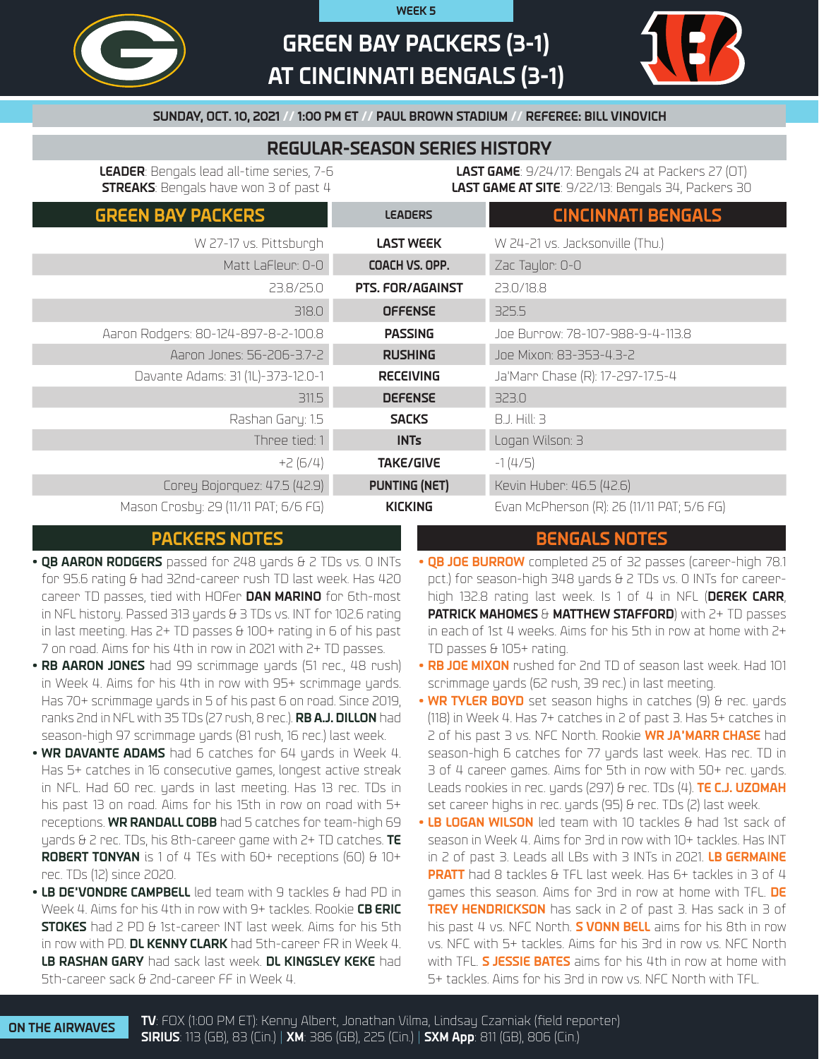WEEK 5

# GREEN BAY PACKERS (3-1) AT CINCINNATI BENGALS (3-1)

**SUNDAY, OCT. 10, 2021 // 1:00 PM ET // PAUL BROWN STADIUM // REFEREE: BILL VINOVICH**

## REGULAR-SEASON SERIES HISTORY

**LEADER**: Bengals lead all-time series, 7-6
**STREAKS**: Bengals have won 3 of past 4

**LAST GAME**: 9/24/17: Bengals 24 at Packers 27 (OT)
**LAST GAME AT SITE**: 9/22/13: Bengals 34, Packers 30

| GREEN BAY PACKERS | LEADERS | CINCINNATI BENGALS |
|---|---|---|
| W 27-17 vs. Pittsburgh | **LAST WEEK** | W 24-21 vs. Jacksonville (Thu.) |
| Matt LaFleur: 0-0 | **COACH VS. OPP.** | Zac Taylor: 0-0 |
| 23.8/25.0 | **PTS. FOR/AGAINST** | 23.0/18.8 |
| 318.0 | **OFFENSE** | 325.5 |
| Aaron Rodgers: 80-124-897-8-2-100.8 | **PASSING** | Joe Burrow: 78-107-988-9-4-113.8 |
| Aaron Jones: 56-206-3.7-2 | **RUSHING** | Joe Mixon: 83-353-4.3-2 |
| Davante Adams: 31 (1L)-373-12.0-1 | **RECEIVING** | Ja'Marr Chase (R): 17-297-17.5-4 |
| 311.5 | **DEFENSE** | 323.0 |
| Rashan Gary: 1.5 | **SACKS** | B.J. Hill: 3 |
| Three tied: 1 | **INTs** | Logan Wilson: 3 |
| +2 (6/4) | **TAKE/GIVE** | -1 (4/5) |
| Corey Bojorquez: 47.5 (42.9) | **PUNTING (NET)** | Kevin Huber: 46.5 (42.6) |
| Mason Crosby: 29 (11/11 PAT; 6/6 FG) | **KICKING** | Evan McPherson (R): 26 (11/11 PAT; 5/6 FG) |

## PACKERS NOTES

- **QB AARON RODGERS** passed for 248 yards & 2 TDs vs. 0 INTs for 95.6 rating & had 32nd-career rush TD last week. Has 420 career TD passes, tied with HOFer **DAN MARINO** for 6th-most in NFL history. Passed 313 yards & 3 TDs vs. INT for 102.6 rating in last meeting. Has 2+ TD passes & 100+ rating in 6 of his past 7 on road. Aims for his 4th in row in 2021 with 2+ TD passes.
- **RB AARON JONES** had 99 scrimmage yards (51 rec., 48 rush) in Week 4. Aims for his 4th in row with 95+ scrimmage yards. Has 70+ scrimmage yards in 5 of his past 6 on road. Since 2019, ranks 2nd in NFL with 35 TDs (27 rush, 8 rec.). **RB A.J. DILLON** had season-high 97 scrimmage yards (81 rush, 16 rec.) last week.
- **WR DAVANTE ADAMS** had 6 catches for 64 yards in Week 4. Has 5+ catches in 16 consecutive games, longest active streak in NFL. Had 60 rec. yards in last meeting. Has 13 rec. TDs in his past 13 on road. Aims for his 15th in row on road with 5+ receptions. **WR RANDALL COBB** had 5 catches for team-high 69 yards & 2 rec. TDs, his 8th-career game with 2+ TD catches. **TE ROBERT TONYAN** is 1 of 4 TEs with 60+ receptions (60) & 10+ rec. TDs (12) since 2020.
- **LB DE'VONDRE CAMPBELL** led team with 9 tackles & had PD in Week 4. Aims for his 4th in row with 9+ tackles. Rookie **CB ERIC STOKES** had 2 PD & 1st-career INT last week. Aims for his 5th in row with PD. **DL KENNY CLARK** had 5th-career FR in Week 4. **LB RASHAN GARY** had sack last week. **DL KINGSLEY KEKE** had 5th-career sack & 2nd-career FF in Week 4.

## BENGALS NOTES

- **QB JOE BURROW** completed 25 of 32 passes (career-high 78.1 pct.) for season-high 348 yards & 2 TDs vs. 0 INTs for career-high 132.8 rating last week. Is 1 of 4 in NFL (**DEREK CARR**, **PATRICK MAHOMES** & **MATTHEW STAFFORD**) with 2+ TD passes in each of 1st 4 weeks. Aims for his 5th in row at home with 2+ TD passes & 105+ rating.
- **RB JOE MIXON** rushed for 2nd TD of season last week. Had 101 scrimmage yards (62 rush, 39 rec.) in last meeting.
- **WR TYLER BOYD** set season highs in catches (9) & rec. yards (118) in Week 4. Has 7+ catches in 2 of past 3. Has 5+ catches in 2 of his past 3 vs. NFC North. Rookie **WR JA'MARR CHASE** had season-high 6 catches for 77 yards last week. Has rec. TD in 3 of 4 career games. Aims for 5th in row with 50+ rec. yards. Leads rookies in rec. yards (297) & rec. TDs (4). **TE C.J. UZOMAH** set career highs in rec. yards (95) & rec. TDs (2) last week.
- **LB LOGAN WILSON** led team with 10 tackles & had 1st sack of season in Week 4. Aims for 3rd in row with 10+ tackles. Has INT in 2 of past 3. Leads all LBs with 3 INTs in 2021. **LB GERMAINE PRATT** had 8 tackles & TFL last week. Has 6+ tackles in 3 of 4 games this season. Aims for 3rd in row at home with TFL. **DE TREY HENDRICKSON** has sack in 2 of past 3. Has sack in 3 of his past 4 vs. NFC North. **S VONN BELL** aims for his 8th in row vs. NFC with 5+ tackles. Aims for his 3rd in row vs. NFC North with TFL. **S JESSIE BATES** aims for his 4th in row at home with 5+ tackles. Aims for his 3rd in row vs. NFC North with TFL.

**ON THE AIRWAVES**

**TV**: FOX (1:00 PM ET): Kenny Albert, Jonathan Vilma, Lindsay Czarniak (field reporter)
**SIRIUS**: 113 (GB), 83 (Cin.) | **XM**: 386 (GB), 225 (Cin.) | **SXM App**: 811 (GB), 806 (Cin.)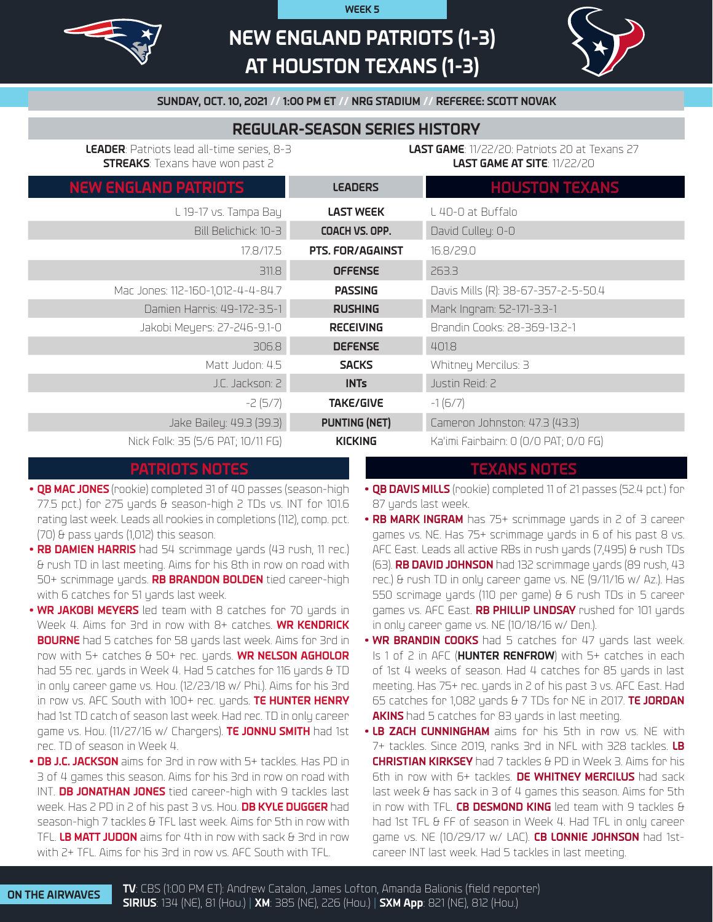WEEK 5

# NEW ENGLAND PATRIOTS (1-3) AT HOUSTON TEXANS (1-3)

**SUNDAY, OCT. 10, 2021 // 1:00 PM ET // NRG STADIUM // REFEREE: SCOTT NOVAK**

## REGULAR-SEASON SERIES HISTORY

**LEADER**: Patriots lead all-time series, 8-3
**STREAKS**: Texans have won past 2

**LAST GAME**: 11/22/20: Patriots 20 at Texans 27
**LAST GAME AT SITE**: 11/22/20

| NEW ENGLAND PATRIOTS | LEADERS | HOUSTON TEXANS |
|---|---|---|
| L 19-17 vs. Tampa Bay | **LAST WEEK** | L 40-0 at Buffalo |
| Bill Belichick: 10-3 | **COACH VS. OPP.** | David Culley: 0-0 |
| 17.8/17.5 | **PTS. FOR/AGAINST** | 16.8/29.0 |
| 311.8 | **OFFENSE** | 263.3 |
| Mac Jones: 112-160-1,012-4-4-84.7 | **PASSING** | Davis Mills (R): 38-67-357-2-5-50.4 |
| Damien Harris: 49-172-3.5-1 | **RUSHING** | Mark Ingram: 52-171-3.3-1 |
| Jakobi Meyers: 27-246-9.1-0 | **RECEIVING** | Brandin Cooks: 28-369-13.2-1 |
| 306.8 | **DEFENSE** | 401.8 |
| Matt Judon: 4.5 | **SACKS** | Whitney Mercilus: 3 |
| J.C. Jackson: 2 | **INTs** | Justin Reid: 2 |
| -2 (5/7) | **TAKE/GIVE** | -1 (6/7) |
| Jake Bailey: 49.3 (39.3) | **PUNTING (NET)** | Cameron Johnston: 47.3 (43.3) |
| Nick Folk: 35 (5/6 PAT; 10/11 FG) | **KICKING** | Ka'imi Fairbairn: 0 (0/0 PAT; 0/0 FG) |

## PATRIOTS NOTES

- **QB MAC JONES** (rookie) completed 31 of 40 passes (season-high 77.5 pct.) for 275 yards & season-high 2 TDs vs. INT for 101.6 rating last week. Leads all rookies in completions (112), comp. pct. (70) & pass yards (1,012) this season.
- **RB DAMIEN HARRIS** had 54 scrimmage yards (43 rush, 11 rec.) & rush TD in last meeting. Aims for his 8th in row on road with 50+ scrimmage yards. **RB BRANDON BOLDEN** tied career-high with 6 catches for 51 yards last week.
- **WR JAKOBI MEYERS** led team with 8 catches for 70 yards in Week 4. Aims for 3rd in row with 8+ catches. **WR KENDRICK BOURNE** had 5 catches for 58 yards last week. Aims for 3rd in row with 5+ catches & 50+ rec. yards. **WR NELSON AGHOLOR** had 55 rec. yards in Week 4. Had 5 catches for 116 yards & TD in only career game vs. Hou. (12/23/18 w/ Phi.). Aims for his 3rd in row vs. AFC South with 100+ rec. yards. **TE HUNTER HENRY** had 1st TD catch of season last week. Had rec. TD in only career game vs. Hou. (11/27/16 w/ Chargers). **TE JONNU SMITH** had 1st rec. TD of season in Week 4.
- **DB J.C. JACKSON** aims for 3rd in row with 5+ tackles. Has PD in 3 of 4 games this season. Aims for his 3rd in row on road with INT. **DB JONATHAN JONES** tied career-high with 9 tackles last week. Has 2 PD in 2 of his past 3 vs. Hou. **DB KYLE DUGGER** had season-high 7 tackles & TFL last week. Aims for 5th in row with TFL. **LB MATT JUDON** aims for 4th in row with sack & 3rd in row with 2+ TFL. Aims for his 3rd in row vs. AFC South with TFL.

## TEXANS NOTES

- **QB DAVIS MILLS** (rookie) completed 11 of 21 passes (52.4 pct.) for 87 yards last week.
- **RB MARK INGRAM** has 75+ scrimmage yards in 2 of 3 career games vs. NE. Has 75+ scrimmage yards in 6 of his past 8 vs. AFC East. Leads all active RBs in rush yards (7,495) & rush TDs (63). **RB DAVID JOHNSON** had 132 scrimmage yards (89 rush, 43 rec.) & rush TD in only career game vs. NE (9/11/16 w/ Az.). Has 550 scrimage yards (110 per game) & 6 rush TDs in 5 career games vs. AFC East. **RB PHILLIP LINDSAY** rushed for 101 yards in only career game vs. NE (10/18/16 w/ Den.).
- **WR BRANDIN COOKS** had 5 catches for 47 yards last week. Is 1 of 2 in AFC (**HUNTER RENFROW**) with 5+ catches in each of 1st 4 weeks of season. Had 4 catches for 85 yards in last meeting. Has 75+ rec. yards in 2 of his past 3 vs. AFC East. Had 65 catches for 1,082 yards & 7 TDs for NE in 2017. **TE JORDAN AKINS** had 5 catches for 83 yards in last meeting.
- **LB ZACH CUNNINGHAM** aims for his 5th in row vs. NE with 7+ tackles. Since 2019, ranks 3rd in NFL with 328 tackles. **LB CHRISTIAN KIRKSEY** had 7 tackles & PD in Week 3. Aims for his 6th in row with 6+ tackles. **DE WHITNEY MERCILUS** had sack last week & has sack in 3 of 4 games this season. Aims for 5th in row with TFL. **CB DESMOND KING** led team with 9 tackles & had 1st TFL & FF of season in Week 4. Had TFL in only career game vs. NE (10/29/17 w/ LAC). **CB LONNIE JOHNSON** had 1st-career INT last week. Had 5 tackles in last meeting.

**ON THE AIRWAVES**

**TV**: CBS (1:00 PM ET): Andrew Catalon, James Lofton, Amanda Balionis (field reporter)
**SIRIUS**: 134 (NE), 81 (Hou.) | **XM**: 385 (NE), 226 (Hou.) | **SXM App**: 821 (NE), 812 (Hou.)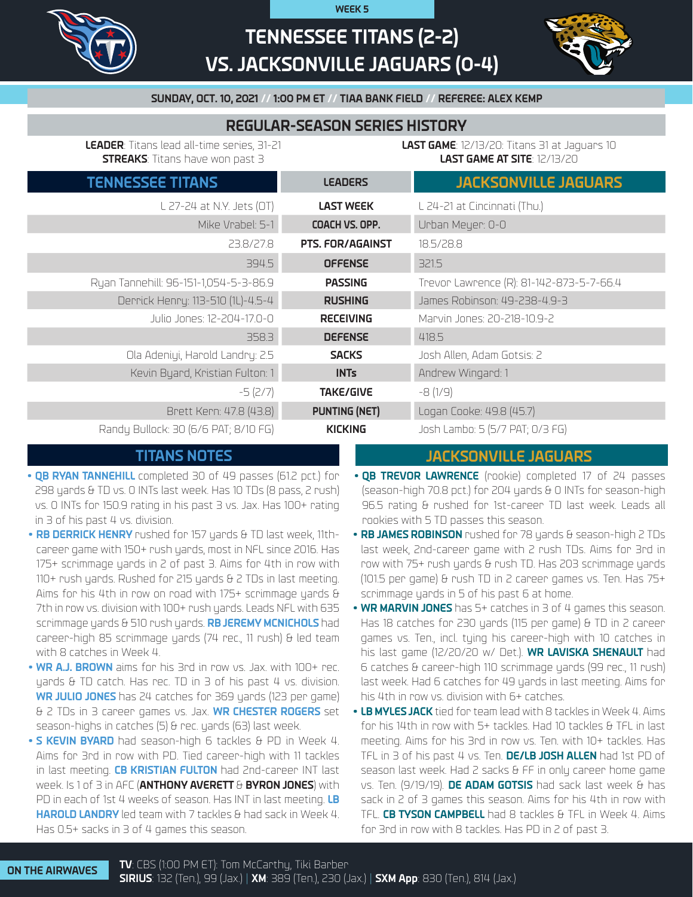WEEK 5

# TENNESSEE TITANS (2-2) VS. JACKSONVILLE JAGUARS (0-4)

**SUNDAY, OCT. 10, 2021 // 1:00 PM ET // TIAA BANK FIELD // REFEREE: ALEX KEMP**

## REGULAR-SEASON SERIES HISTORY

**LEADER**: Titans lead all-time series, 31-21
**STREAKS**: Titans have won past 3

**LAST GAME**: 12/13/20: Titans 31 at Jaguars 10
**LAST GAME AT SITE**: 12/13/20

| TENNESSEE TITANS | LEADERS | JACKSONVILLE JAGUARS |
|---|---|---|
| L 27-24 at N.Y. Jets (OT) | LAST WEEK | L 24-21 at Cincinnati (Thu.) |
| Mike Vrabel: 5-1 | COACH VS. OPP. | Urban Meyer: 0-0 |
| 23.8/27.8 | PTS. FOR/AGAINST | 18.5/28.8 |
| 394.5 | OFFENSE | 321.5 |
| Ryan Tannehill: 96-151-1,054-5-3-86.9 | PASSING | Trevor Lawrence (R): 81-142-873-5-7-66.4 |
| Derrick Henry: 113-510 (1L)-4.5-4 | RUSHING | James Robinson: 49-238-4.9-3 |
| Julio Jones: 12-204-17.0-0 | RECEIVING | Marvin Jones: 20-218-10.9-2 |
| 358.3 | DEFENSE | 418.5 |
| Ola Adeniyi, Harold Landry: 2.5 | SACKS | Josh Allen, Adam Gotsis: 2 |
| Kevin Byard, Kristian Fulton: 1 | INTs | Andrew Wingard: 1 |
| -5 (2/7) | TAKE/GIVE | -8 (1/9) |
| Brett Kern: 47.8 (43.8) | PUNTING (NET) | Logan Cooke: 49.8 (45.7) |
| Randy Bullock: 30 (6/6 PAT; 8/10 FG) | KICKING | Josh Lambo: 5 (5/7 PAT; 0/3 FG) |

## TITANS NOTES

- **QB RYAN TANNEHILL** completed 30 of 49 passes (61.2 pct.) for 298 yards & TD vs. 0 INTs last week. Has 10 TDs (8 pass, 2 rush) vs. 0 INTs for 150.9 rating in his past 3 vs. Jax. Has 100+ rating in 3 of his past 4 vs. division.
- **RB DERRICK HENRY** rushed for 157 yards & TD last week, 11th-career game with 150+ rush yards, most in NFL since 2016. Has 175+ scrimmage yards in 2 of past 3. Aims for 4th in row with 110+ rush yards. Rushed for 215 yards & 2 TDs in last meeting. Aims for his 4th in row on road with 175+ scrimmage yards & 7th in row vs. division with 100+ rush yards. Leads NFL with 635 scrimmage yards & 510 rush yards. **RB JEREMY MCNICHOLS** had career-high 85 scrimmage yards (74 rec., 11 rush) & led team with 8 catches in Week 4.
- **WR A.J. BROWN** aims for his 3rd in row vs. Jax. with 100+ rec. yards & TD catch. Has rec. TD in 3 of his past 4 vs. division. **WR JULIO JONES** has 24 catches for 369 yards (123 per game) & 2 TDs in 3 career games vs. Jax. **WR CHESTER ROGERS** set season-highs in catches (5) & rec. yards (63) last week.
- **S KEVIN BYARD** had season-high 6 tackles & PD in Week 4. Aims for 3rd in row with PD. Tied career-high with 11 tackles in last meeting. **CB KRISTIAN FULTON** had 2nd-career INT last week. Is 1 of 3 in AFC (**ANTHONY AVERETT** & **BYRON JONES**) with PD in each of 1st 4 weeks of season. Has INT in last meeting. **LB HAROLD LANDRY** led team with 7 tackles & had sack in Week 4. Has 0.5+ sacks in 3 of 4 games this season.

## JACKSONVILLE JAGUARS

- **QB TREVOR LAWRENCE** (rookie) completed 17 of 24 passes (season-high 70.8 pct.) for 204 yards & 0 INTs for season-high 96.5 rating & rushed for 1st-career TD last week. Leads all rookies with 5 TD passes this season.
- **RB JAMES ROBINSON** rushed for 78 yards & season-high 2 TDs last week, 2nd-career game with 2 rush TDs. Aims for 3rd in row with 75+ rush yards & rush TD. Has 203 scrimmage yards (101.5 per game) & rush TD in 2 career games vs. Ten. Has 75+ scrimmage yards in 5 of his past 6 at home.
- **WR MARVIN JONES** has 5+ catches in 3 of 4 games this season. Has 18 catches for 230 yards (115 per game) & TD in 2 career games vs. Ten., incl. tying his career-high with 10 catches in his last game (12/20/20 w/ Det.). **WR LAVISKA SHENAULT** had 6 catches & career-high 110 scrimmage yards (99 rec., 11 rush) last week. Had 6 catches for 49 yards in last meeting. Aims for his 4th in row vs. division with 6+ catches.
- **LB MYLES JACK** tied for team lead with 8 tackles in Week 4. Aims for his 14th in row with 5+ tackles. Had 10 tackles & TFL in last meeting. Aims for his 3rd in row vs. Ten. with 10+ tackles. Has TFL in 3 of his past 4 vs. Ten. **DE/LB JOSH ALLEN** had 1st PD of season last week. Had 2 sacks & FF in only career home game vs. Ten. (9/19/19). **DE ADAM GOTSIS** had sack last week & has sack in 2 of 3 games this season. Aims for his 4th in row with TFL. **CB TYSON CAMPBELL** had 8 tackles & TFL in Week 4. Aims for 3rd in row with 8 tackles. Has PD in 2 of past 3.

**ON THE AIRWAVES**

**TV**: CBS (1:00 PM ET): Tom McCarthy, Tiki Barber
**SIRIUS**: 132 (Ten.), 99 (Jax.) | **XM**: 389 (Ten.), 230 (Jax.) | **SXM App**: 830 (Ten.), 814 (Jax.)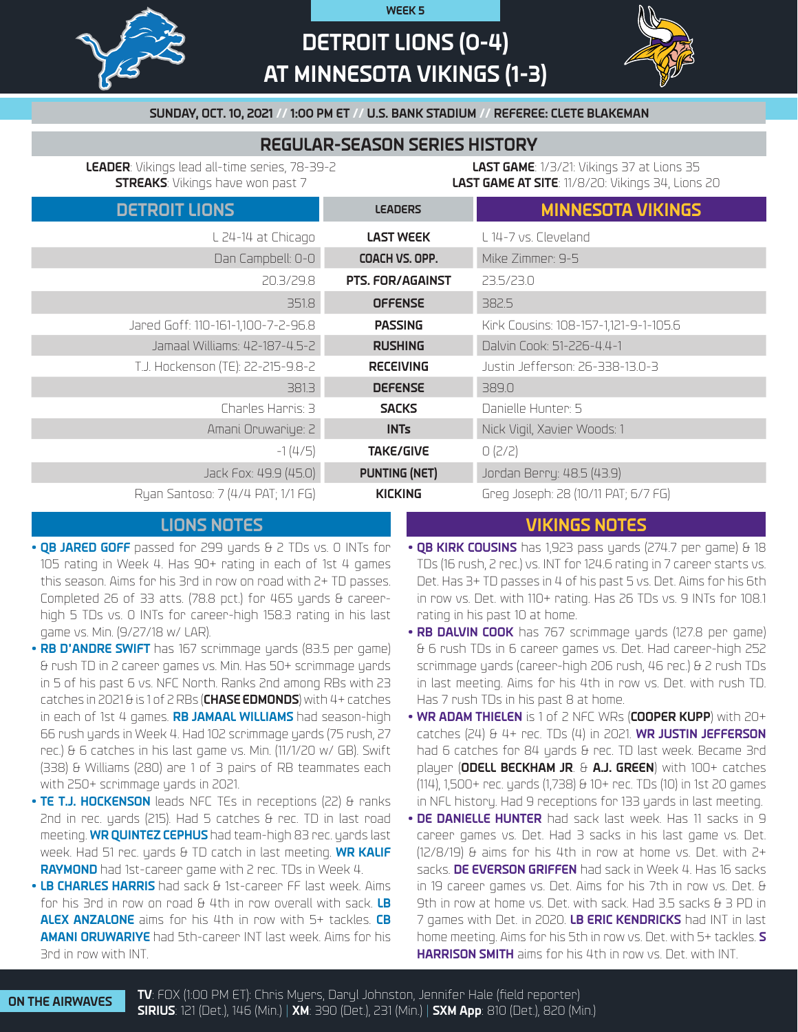WEEK 5

# DETROIT LIONS (0-4) AT MINNESOTA VIKINGS (1-3)

**SUNDAY, OCT. 10, 2021 // 1:00 PM ET // U.S. BANK STADIUM // REFEREE: CLETE BLAKEMAN**

## REGULAR-SEASON SERIES HISTORY

**LEADER**: Vikings lead all-time series, 78-39-2
**STREAKS**: Vikings have won past 7

**LAST GAME**: 1/3/21: Vikings 37 at Lions 35
**LAST GAME AT SITE**: 11/8/20: Vikings 34, Lions 20

| DETROIT LIONS | LEADERS | MINNESOTA VIKINGS |
|---|---|---|
| L 24-14 at Chicago | LAST WEEK | L 14-7 vs. Cleveland |
| Dan Campbell: 0-0 | COACH VS. OPP. | Mike Zimmer: 9-5 |
| 20.3/29.8 | PTS. FOR/AGAINST | 23.5/23.0 |
| 351.8 | OFFENSE | 382.5 |
| Jared Goff: 110-161-1,100-7-2-96.8 | PASSING | Kirk Cousins: 108-157-1,121-9-1-105.6 |
| Jamaal Williams: 42-187-4.5-2 | RUSHING | Dalvin Cook: 51-226-4.4-1 |
| T.J. Hockenson (TE): 22-215-9.8-2 | RECEIVING | Justin Jefferson: 26-338-13.0-3 |
| 381.3 | DEFENSE | 389.0 |
| Charles Harris: 3 | SACKS | Danielle Hunter: 5 |
| Amani Oruwariye: 2 | INTs | Nick Vigil, Xavier Woods: 1 |
| -1 (4/5) | TAKE/GIVE | 0 (2/2) |
| Jack Fox: 49.9 (45.0) | PUNTING (NET) | Jordan Berry: 48.5 (43.9) |
| Ryan Santoso: 7 (4/4 PAT; 1/1 FG) | KICKING | Greg Joseph: 28 (10/11 PAT; 6/7 FG) |

## LIONS NOTES

- **QB JARED GOFF** passed for 299 yards & 2 TDs vs. 0 INTs for 105 rating in Week 4. Has 90+ rating in each of 1st 4 games this season. Aims for his 3rd in row on road with 2+ TD passes. Completed 26 of 33 atts. (78.8 pct.) for 465 yards & career-high 5 TDs vs. 0 INTs for career-high 158.3 rating in his last game vs. Min. (9/27/18 w/ LAR).
- **RB D'ANDRE SWIFT** has 167 scrimmage yards (83.5 per game) & rush TD in 2 career games vs. Min. Has 50+ scrimmage yards in 5 of his past 6 vs. NFC North. Ranks 2nd among RBs with 23 catches in 2021 & is 1 of 2 RBs (**CHASE EDMONDS**) with 4+ catches in each of 1st 4 games. **RB JAMAAL WILLIAMS** had season-high 66 rush yards in Week 4. Had 102 scrimmage yards (75 rush, 27 rec.) & 6 catches in his last game vs. Min. (11/1/20 w/ GB). Swift (338) & Williams (280) are 1 of 3 pairs of RB teammates each with 250+ scrimmage yards in 2021.
- **TE T.J. HOCKENSON** leads NFC TEs in receptions (22) & ranks 2nd in rec. yards (215). Had 5 catches & rec. TD in last road meeting. **WR QUINTEZ CEPHUS** had team-high 83 rec. yards last week. Had 51 rec. yards & TD catch in last meeting. **WR KALIF RAYMOND** had 1st-career game with 2 rec. TDs in Week 4.
- **LB CHARLES HARRIS** had sack & 1st-career FF last week. Aims for his 3rd in row on road & 4th in row overall with sack. **LB ALEX ANZALONE** aims for his 4th in row with 5+ tackles. **CB AMANI ORUWARIYE** had 5th-career INT last week. Aims for his 3rd in row with INT.

## VIKINGS NOTES

- **QB KIRK COUSINS** has 1,923 pass yards (274.7 per game) & 18 TDs (16 rush, 2 rec.) vs. INT for 124.6 rating in 7 career starts vs. Det. Has 3+ TD passes in 4 of his past 5 vs. Det. Aims for his 6th in row vs. Det. with 110+ rating. Has 26 TDs vs. 9 INTs for 108.1 rating in his past 10 at home.
- **RB DALVIN COOK** has 767 scrimmage yards (127.8 per game) & 6 rush TDs in 6 career games vs. Det. Had career-high 252 scrimmage yards (career-high 206 rush, 46 rec.) & 2 rush TDs in last meeting. Aims for his 4th in row vs. Det. with rush TD. Has 7 rush TDs in his past 8 at home.
- **WR ADAM THIELEN** is 1 of 2 NFC WRs (**COOPER KUPP**) with 20+ catches (24) & 4+ rec. TDs (4) in 2021. **WR JUSTIN JEFFERSON** had 6 catches for 84 yards & rec. TD last week. Became 3rd player (**ODELL BECKHAM JR.** & **A.J. GREEN**) with 100+ catches (114), 1,500+ rec. yards (1,738) & 10+ rec. TDs (10) in 1st 20 games in NFL history. Had 9 receptions for 133 yards in last meeting.
- **DE DANIELLE HUNTER** had sack last week. Has 11 sacks in 9 career games vs. Det. Had 3 sacks in his last game vs. Det. (12/8/19) & aims for his 4th in row at home vs. Det. with 2+ sacks. **DE EVERSON GRIFFEN** had sack in Week 4. Has 16 sacks in 19 career games vs. Det. Aims for his 7th in row vs. Det. & 9th in row at home vs. Det. with sack. Had 3.5 sacks & 3 PD in 7 games with Det. in 2020. **LB ERIC KENDRICKS** had INT in last home meeting. Aims for his 5th in row vs. Det. with 5+ tackles. **S HARRISON SMITH** aims for his 4th in row vs. Det. with INT.

**ON THE AIRWAVES**

**TV**: FOX (1:00 PM ET): Chris Myers, Daryl Johnston, Jennifer Hale (field reporter)
**SIRIUS**: 121 (Det.), 146 (Min.) | **XM**: 390 (Det.), 231 (Min.) | **SXM App**: 810 (Det.), 820 (Min.)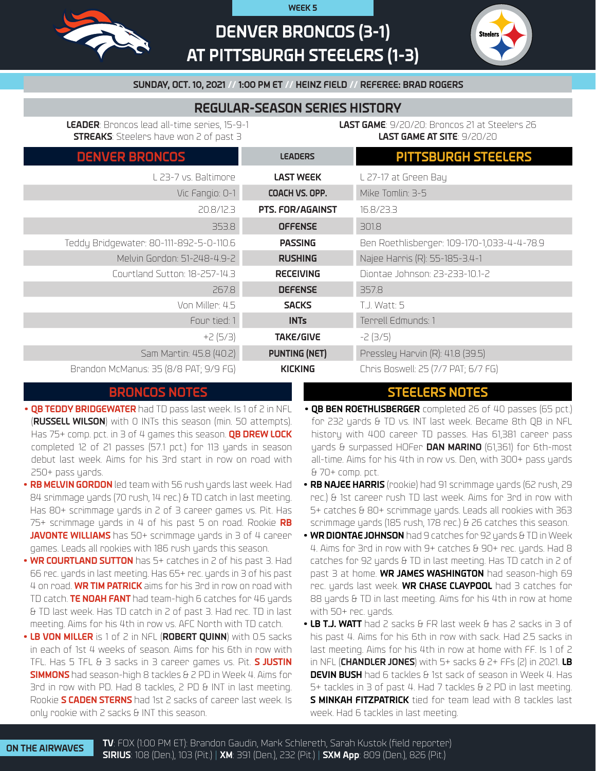WEEK 5

# DENVER BRONCOS (3-1) AT PITTSBURGH STEELERS (1-3)

**SUNDAY, OCT. 10, 2021 // 1:00 PM ET // HEINZ FIELD // REFEREE: BRAD ROGERS**

## REGULAR-SEASON SERIES HISTORY

**LEADER**: Broncos lead all-time series, 15-9-1
**STREAKS**: Steelers have won 2 of past 3

**LAST GAME**: 9/20/20: Broncos 21 at Steelers 26
**LAST GAME AT SITE**: 9/20/20

| DENVER BRONCOS | LEADERS | PITTSBURGH STEELERS |
|---|---|---|
| L 23-7 vs. Baltimore | LAST WEEK | L 27-17 at Green Bay |
| Vic Fangio: 0-1 | COACH VS. OPP. | Mike Tomlin: 3-5 |
| 20.8/12.3 | PTS. FOR/AGAINST | 16.8/23.3 |
| 353.8 | OFFENSE | 301.8 |
| Teddy Bridgewater: 80-111-892-5-0-110.6 | PASSING | Ben Roethlisberger: 109-170-1,033-4-4-78.9 |
| Melvin Gordon: 51-248-4.9-2 | RUSHING | Najee Harris (R): 55-185-3.4-1 |
| Courtland Sutton: 18-257-14.3 | RECEIVING | Diontae Johnson: 23-233-10.1-2 |
| 267.8 | DEFENSE | 357.8 |
| Von Miller: 4.5 | SACKS | T.J. Watt: 5 |
| Four tied: 1 | INTs | Terrell Edmunds: 1 |
| +2 (5/3) | TAKE/GIVE | -2 (3/5) |
| Sam Martin: 45.8 (40.2) | PUNTING (NET) | Pressley Harvin (R): 41.8 (39.5) |
| Brandon McManus: 35 (8/8 PAT; 9/9 FG) | KICKING | Chris Boswell: 25 (7/7 PAT; 6/7 FG) |

## BRONCOS NOTES

- **QB TEDDY BRIDGEWATER** had TD pass last week. Is 1 of 2 in NFL (**RUSSELL WILSON**) with 0 INTs this season (min. 50 attempts). Has 75+ comp. pct. in 3 of 4 games this season. **QB DREW LOCK** completed 12 of 21 passes (57.1 pct.) for 113 yards in season debut last week. Aims for his 3rd start in row on road with 250+ pass yards.
- **RB MELVIN GORDON** led team with 56 rush yards last week. Had 84 srimmage yards (70 rush, 14 rec.) & TD catch in last meeting. Has 80+ scrimmage yards in 2 of 3 career games vs. Pit. Has 75+ scrimmage yards in 4 of his past 5 on road. Rookie **RB JAVONTE WILLIAMS** has 50+ scrimmage yards in 3 of 4 career games. Leads all rookies with 186 rush yards this season.
- **WR COURTLAND SUTTON** has 5+ catches in 2 of his past 3. Had 66 rec. yards in last meeting. Has 65+ rec. yards in 3 of his past 4 on road. **WR TIM PATRICK** aims for his 3rd in row on road with TD catch. **TE NOAH FANT** had team-high 6 catches for 46 yards & TD last week. Has TD catch in 2 of past 3. Had rec. TD in last meeting. Aims for his 4th in row vs. AFC North with TD catch.
- **LB VON MILLER** is 1 of 2 in NFL (**ROBERT QUINN**) with 0.5 sacks in each of 1st 4 weeks of season. Aims for his 6th in row with TFL. Has 5 TFL & 3 sacks in 3 career games vs. Pit. **S JUSTIN SIMMONS** had season-high 8 tackles & 2 PD in Week 4. Aims for 3rd in row with PD. Had 8 tackles, 2 PD & INT in last meeting. Rookie **S CADEN STERNS** had 1st 2 sacks of career last week. Is only rookie with 2 sacks & INT this season.

## STEELERS NOTES

- **QB BEN ROETHLISBERGER** completed 26 of 40 passes (65 pct.) for 232 yards & TD vs. INT last week. Became 8th QB in NFL history with 400 career TD passes. Has 61,381 career pass yards & surpassed HOFer **DAN MARINO** (61,361) for 6th-most all-time. Aims for his 4th in row vs. Den, with 300+ pass yards & 70+ comp. pct.
- **RB NAJEE HARRIS** (rookie) had 91 scrimmage yards (62 rush, 29 rec.) & 1st career rush TD last week. Aims for 3rd in row with 5+ catches & 80+ scrimmage yards. Leads all rookies with 363 scrimmage yards (185 rush, 178 rec.) & 26 catches this season.
- **WR DIONTAE JOHNSON** had 9 catches for 92 yards & TD in Week 4. Aims for 3rd in row with 9+ catches & 90+ rec. yards. Had 8 catches for 92 yards & TD in last meeting. Has TD catch in 2 of past 3 at home. **WR JAMES WASHINGTON** had season-high 69 rec. yards last week. **WR CHASE CLAYPOOL** had 3 catches for 88 yards & TD in last meeting. Aims for his 4th in row at home with 50+ rec. yards.
- **LB T.J. WATT** had 2 sacks & FR last week & has 2 sacks in 3 of his past 4. Aims for his 6th in row with sack. Had 2.5 sacks in last meeting. Aims for his 4th in row at home with FF. Is 1 of 2 in NFL (**CHANDLER JONES**) with 5+ sacks & 2+ FFs (2) in 2021. **LB DEVIN BUSH** had 6 tackles & 1st sack of season in Week 4. Has 5+ tackles in 3 of past 4. Had 7 tackles & 2 PD in last meeting. **S MINKAH FITZPATRICK** tied for team lead with 8 tackles last week. Had 6 tackles in last meeting.

**ON THE AIRWAVES**

**TV**: FOX (1:00 PM ET): Brandon Gaudin, Mark Schlereth, Sarah Kustok (field reporter)
**SIRIUS**: 108 (Den.), 103 (Pit.) | **XM**: 391 (Den.), 232 (Pit.) | **SXM App**: 809 (Den.), 826 (Pit.)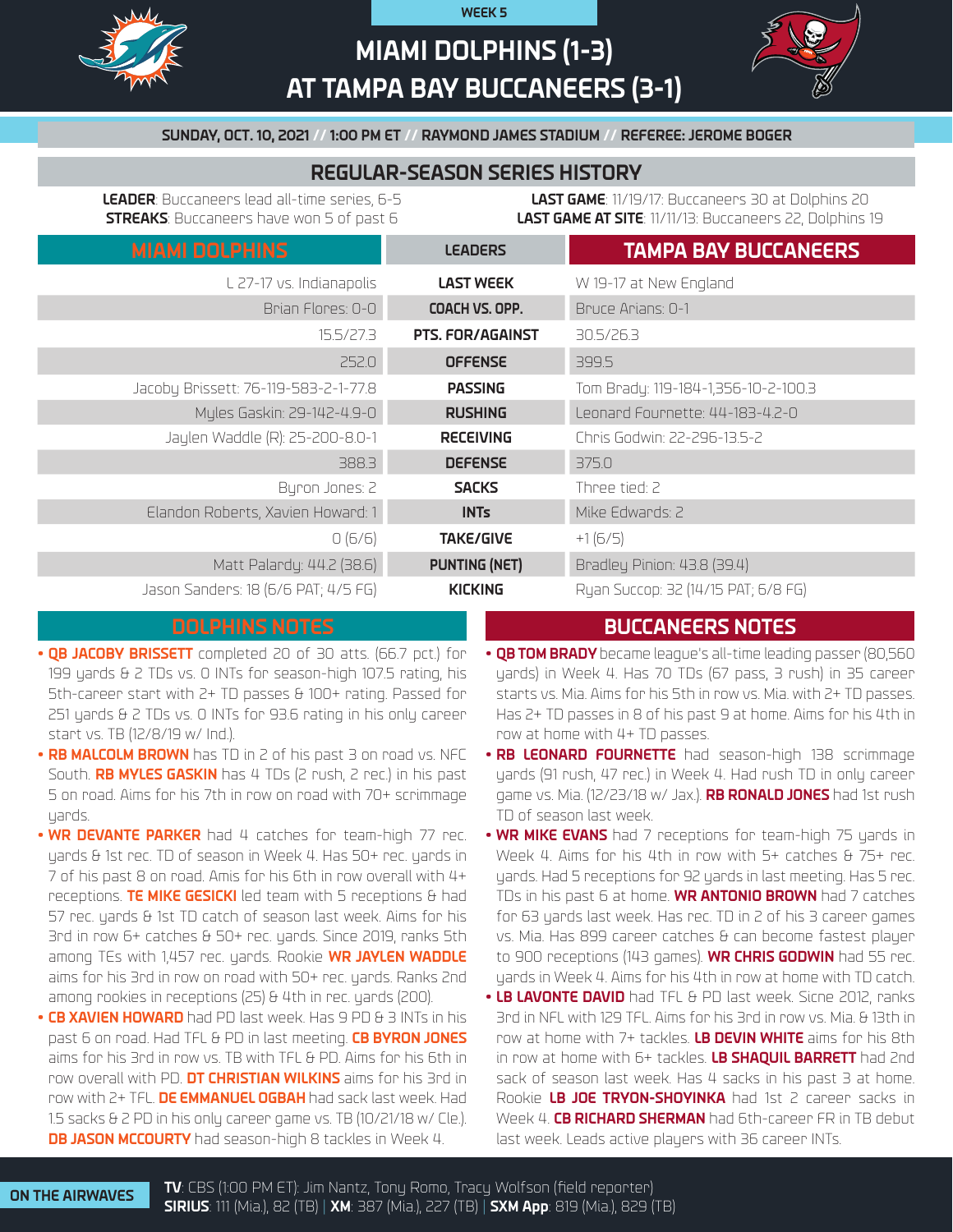WEEK 5

# MIAMI DOLPHINS (1-3) AT TAMPA BAY BUCCANEERS (3-1)

**SUNDAY, OCT. 10, 2021 // 1:00 PM ET // RAYMOND JAMES STADIUM // REFEREE: JEROME BOGER**

## REGULAR-SEASON SERIES HISTORY

**LEADER**: Buccaneers lead all-time series, 6-5
**STREAKS**: Buccaneers have won 5 of past 6

**LAST GAME**: 11/19/17: Buccaneers 30 at Dolphins 20
**LAST GAME AT SITE**: 11/11/13: Buccaneers 22, Dolphins 19

| MIAMI DOLPHINS | LEADERS | TAMPA BAY BUCCANEERS |
|---|---|---|
| L 27-17 vs. Indianapolis | LAST WEEK | W 19-17 at New England |
| Brian Flores: 0-0 | COACH VS. OPP. | Bruce Arians: 0-1 |
| 15.5/27.3 | PTS. FOR/AGAINST | 30.5/26.3 |
| 252.0 | OFFENSE | 399.5 |
| Jacoby Brissett: 76-119-583-2-1-77.8 | PASSING | Tom Brady: 119-184-1,356-10-2-100.3 |
| Myles Gaskin: 29-142-4.9-0 | RUSHING | Leonard Fournette: 44-183-4.2-0 |
| Jaylen Waddle (R): 25-200-8.0-1 | RECEIVING | Chris Godwin: 22-296-13.5-2 |
| 388.3 | DEFENSE | 375.0 |
| Byron Jones: 2 | SACKS | Three tied: 2 |
| Elandon Roberts, Xavien Howard: 1 | INTs | Mike Edwards: 2 |
| 0 (6/6) | TAKE/GIVE | +1 (6/5) |
| Matt Palardy: 44.2 (38.6) | PUNTING (NET) | Bradley Pinion: 43.8 (39.4) |
| Jason Sanders: 18 (6/6 PAT; 4/5 FG) | KICKING | Ryan Succop: 32 (14/15 PAT; 6/8 FG) |

## DOLPHINS NOTES

- **QB JACOBY BRISSETT** completed 20 of 30 atts. (66.7 pct.) for 199 yards & 2 TDs vs. 0 INTs for season-high 107.5 rating, his 5th-career start with 2+ TD passes & 100+ rating. Passed for 251 yards & 2 TDs vs. 0 INTs for 93.6 rating in his only career start vs. TB (12/8/19 w/ Ind.).
- **RB MALCOLM BROWN** has TD in 2 of his past 3 on road vs. NFC South. **RB MYLES GASKIN** has 4 TDs (2 rush, 2 rec.) in his past 5 on road. Aims for his 7th in row on road with 70+ scrimmage yards.
- **WR DEVANTE PARKER** had 4 catches for team-high 77 rec. yards & 1st rec. TD of season in Week 4. Has 50+ rec. yards in 7 of his past 8 on road. Amis for his 6th in row overall with 4+ receptions. **TE MIKE GESICKI** led team with 5 receptions & had 57 rec. yards & 1st TD catch of season last week. Aims for his 3rd in row 6+ catches & 50+ rec. yards. Since 2019, ranks 5th among TEs with 1,457 rec. yards. Rookie **WR JAYLEN WADDLE** aims for his 3rd in row on road with 50+ rec. yards. Ranks 2nd among rookies in receptions (25) & 4th in rec. yards (200).
- **CB XAVIEN HOWARD** had PD last week. Has 9 PD & 3 INTs in his past 6 on road. Had TFL & PD in last meeting. **CB BYRON JONES** aims for his 3rd in row vs. TB with TFL & PD. Aims for his 6th in row overall with PD. **DT CHRISTIAN WILKINS** aims for his 3rd in row with 2+ TFL. **DE EMMANUEL OGBAH** had sack last week. Had 1.5 sacks & 2 PD in his only career game vs. TB (10/21/18 w/ Cle.). **DB JASON MCCOURTY** had season-high 8 tackles in Week 4.

## BUCCANEERS NOTES

- **QB TOM BRADY** became league's all-time leading passer (80,560 yards) in Week 4. Has 70 TDs (67 pass, 3 rush) in 35 career starts vs. Mia. Aims for his 5th in row vs. Mia. with 2+ TD passes. Has 2+ TD passes in 8 of his past 9 at home. Aims for his 4th in row at home with 4+ TD passes.
- **RB LEONARD FOURNETTE** had season-high 138 scrimmage yards (91 rush, 47 rec.) in Week 4. Had rush TD in only career game vs. Mia. (12/23/18 w/ Jax.). **RB RONALD JONES** had 1st rush TD of season last week.
- **WR MIKE EVANS** had 7 receptions for team-high 75 yards in Week 4. Aims for his 4th in row with 5+ catches & 75+ rec. yards. Had 5 receptions for 92 yards in last meeting. Has 5 rec. TDs in his past 6 at home. **WR ANTONIO BROWN** had 7 catches for 63 yards last week. Has rec. TD in 2 of his 3 career games vs. Mia. Has 899 career catches & can become fastest player to 900 receptions (143 games). **WR CHRIS GODWIN** had 55 rec. yards in Week 4. Aims for his 4th in row at home with TD catch.
- **LB LAVONTE DAVID** had TFL & PD last week. Sicne 2012, ranks 3rd in NFL with 129 TFL. Aims for his 3rd in row vs. Mia. & 13th in row at home with 7+ tackles. **LB DEVIN WHITE** aims for his 8th in row at home with 6+ tackles. **LB SHAQUIL BARRETT** had 2nd sack of season last week. Has 4 sacks in his past 3 at home. Rookie **LB JOE TRYON-SHOYINKA** had 1st 2 career sacks in Week 4. **CB RICHARD SHERMAN** had 6th-career FR in TB debut last week. Leads active players with 36 career INTs.

**ON THE AIRWAVES**

**TV**: CBS (1:00 PM ET): Jim Nantz, Tony Romo, Tracy Wolfson (field reporter)
**SIRIUS**: 111 (Mia.), 82 (TB) | **XM**: 387 (Mia.), 227 (TB) | **SXM App**: 819 (Mia.), 829 (TB)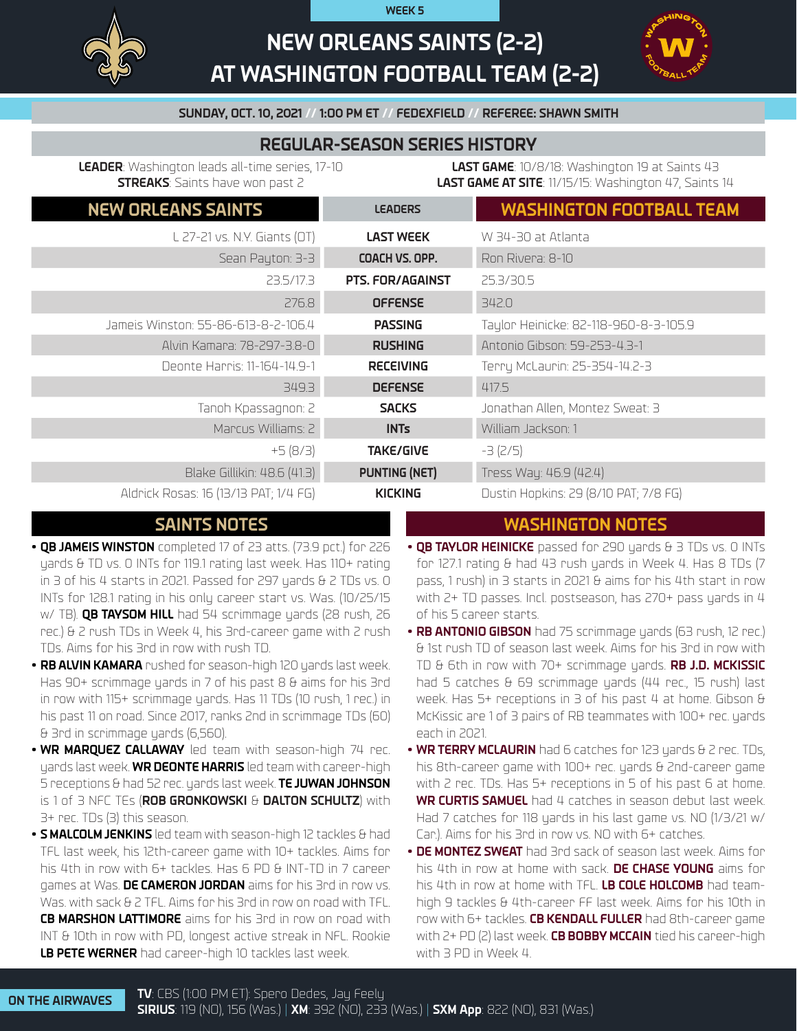WEEK 5

# NEW ORLEANS SAINTS (2-2) AT WASHINGTON FOOTBALL TEAM (2-2)

**SUNDAY, OCT. 10, 2021 // 1:00 PM ET // FEDEXFIELD // REFEREE: SHAWN SMITH**

## REGULAR-SEASON SERIES HISTORY

**LEADER**: Washington leads all-time series, 17-10
**STREAKS**: Saints have won past 2

**LAST GAME**: 10/8/18: Washington 19 at Saints 43
**LAST GAME AT SITE**: 11/15/15: Washington 47, Saints 14

| NEW ORLEANS SAINTS | LEADERS | WASHINGTON FOOTBALL TEAM |
|---|---|---|
| L 27-21 vs. N.Y. Giants (OT) | LAST WEEK | W 34-30 at Atlanta |
| Sean Payton: 3-3 | COACH VS. OPP. | Ron Rivera: 8-10 |
| 23.5/17.3 | PTS. FOR/AGAINST | 25.3/30.5 |
| 276.8 | OFFENSE | 342.0 |
| Jameis Winston: 55-86-613-8-2-106.4 | PASSING | Taylor Heinicke: 82-118-960-8-3-105.9 |
| Alvin Kamara: 78-297-3.8-0 | RUSHING | Antonio Gibson: 59-253-4.3-1 |
| Deonte Harris: 11-164-14.9-1 | RECEIVING | Terry McLaurin: 25-354-14.2-3 |
| 349.3 | DEFENSE | 417.5 |
| Tanoh Kpassagnon: 2 | SACKS | Jonathan Allen, Montez Sweat: 3 |
| Marcus Williams: 2 | INTs | William Jackson: 1 |
| +5 (8/3) | TAKE/GIVE | -3 (2/5) |
| Blake Gillikin: 48.6 (41.3) | PUNTING (NET) | Tress Way: 46.9 (42.4) |
| Aldrick Rosas: 16 (13/13 PAT; 1/4 FG) | KICKING | Dustin Hopkins: 29 (8/10 PAT; 7/8 FG) |

## SAINTS NOTES

- **QB JAMEIS WINSTON** completed 17 of 23 atts. (73.9 pct.) for 226 yards & TD vs. 0 INTs for 119.1 rating last week. Has 110+ rating in 3 of his 4 starts in 2021. Passed for 297 yards & 2 TDs vs. 0 INTs for 128.1 rating in his only career start vs. Was. (10/25/15 w/ TB). **QB TAYSOM HILL** had 54 scrimmage yards (28 rush, 26 rec.) & 2 rush TDs in Week 4, his 3rd-career game with 2 rush TDs. Aims for his 3rd in row with rush TD.
- **RB ALVIN KAMARA** rushed for season-high 120 yards last week. Has 90+ scrimmage yards in 7 of his past 8 & aims for his 3rd in row with 115+ scrimmage yards. Has 11 TDs (10 rush, 1 rec.) in his past 11 on road. Since 2017, ranks 2nd in scrimmage TDs (60) & 3rd in scrimmage yards (6,560).
- **WR MARQUEZ CALLAWAY** led team with season-high 74 rec. yards last week. **WR DEONTE HARRIS** led team with career-high 5 receptions & had 52 rec. yards last week. **TE JUWAN JOHNSON** is 1 of 3 NFC TEs (**ROB GRONKOWSKI** & **DALTON SCHULTZ**) with 3+ rec. TDs (3) this season.
- **S MALCOLM JENKINS** led team with season-high 12 tackles & had TFL last week, his 12th-career game with 10+ tackles. Aims for his 4th in row with 6+ tackles. Has 6 PD & INT-TD in 7 career games at Was. **DE CAMERON JORDAN** aims for his 3rd in row vs. Was. with sack & 2 TFL. Aims for his 3rd in row on road with TFL. **CB MARSHON LATTIMORE** aims for his 3rd in row on road with INT & 10th in row with PD, longest active streak in NFL. Rookie **LB PETE WERNER** had career-high 10 tackles last week.

## WASHINGTON NOTES

- **QB TAYLOR HEINICKE** passed for 290 yards & 3 TDs vs. 0 INTs for 127.1 rating & had 43 rush yards in Week 4. Has 8 TDs (7 pass, 1 rush) in 3 starts in 2021 & aims for his 4th start in row with 2+ TD passes. Incl. postseason, has 270+ pass yards in 4 of his 5 career starts.
- **RB ANTONIO GIBSON** had 75 scrimmage yards (63 rush, 12 rec.) & 1st rush TD of season last week. Aims for his 3rd in row with TD & 6th in row with 70+ scrimmage yards. **RB J.D. MCKISSIC** had 5 catches & 69 scrimmage yards (44 rec., 15 rush) last week. Has 5+ receptions in 3 of his past 4 at home. Gibson & McKissic are 1 of 3 pairs of RB teammates with 100+ rec. yards each in 2021.
- **WR TERRY MCLAURIN** had 6 catches for 123 yards & 2 rec. TDs, his 8th-career game with 100+ rec. yards & 2nd-career game with 2 rec. TDs. Has 5+ receptions in 5 of his past 6 at home. **WR CURTIS SAMUEL** had 4 catches in season debut last week. Had 7 catches for 118 yards in his last game vs. NO (1/3/21 w/ Car.). Aims for his 3rd in row vs. NO with 6+ catches.
- **DE MONTEZ SWEAT** had 3rd sack of season last week. Aims for his 4th in row at home with sack. **DE CHASE YOUNG** aims for his 4th in row at home with TFL. **LB COLE HOLCOMB** had team-high 9 tackles & 4th-career FF last week. Aims for his 10th in row with 6+ tackles. **CB KENDALL FULLER** had 8th-career game with 2+ PD (2) last week. **CB BOBBY MCCAIN** tied his career-high with 3 PD in Week 4.

**ON THE AIRWAVES**

**TV**: CBS (1:00 PM ET): Spero Dedes, Jay Feely
**SIRIUS**: 119 (NO), 156 (Was.) | **XM**: 392 (NO), 233 (Was.) | **SXM App**: 822 (NO), 831 (Was.)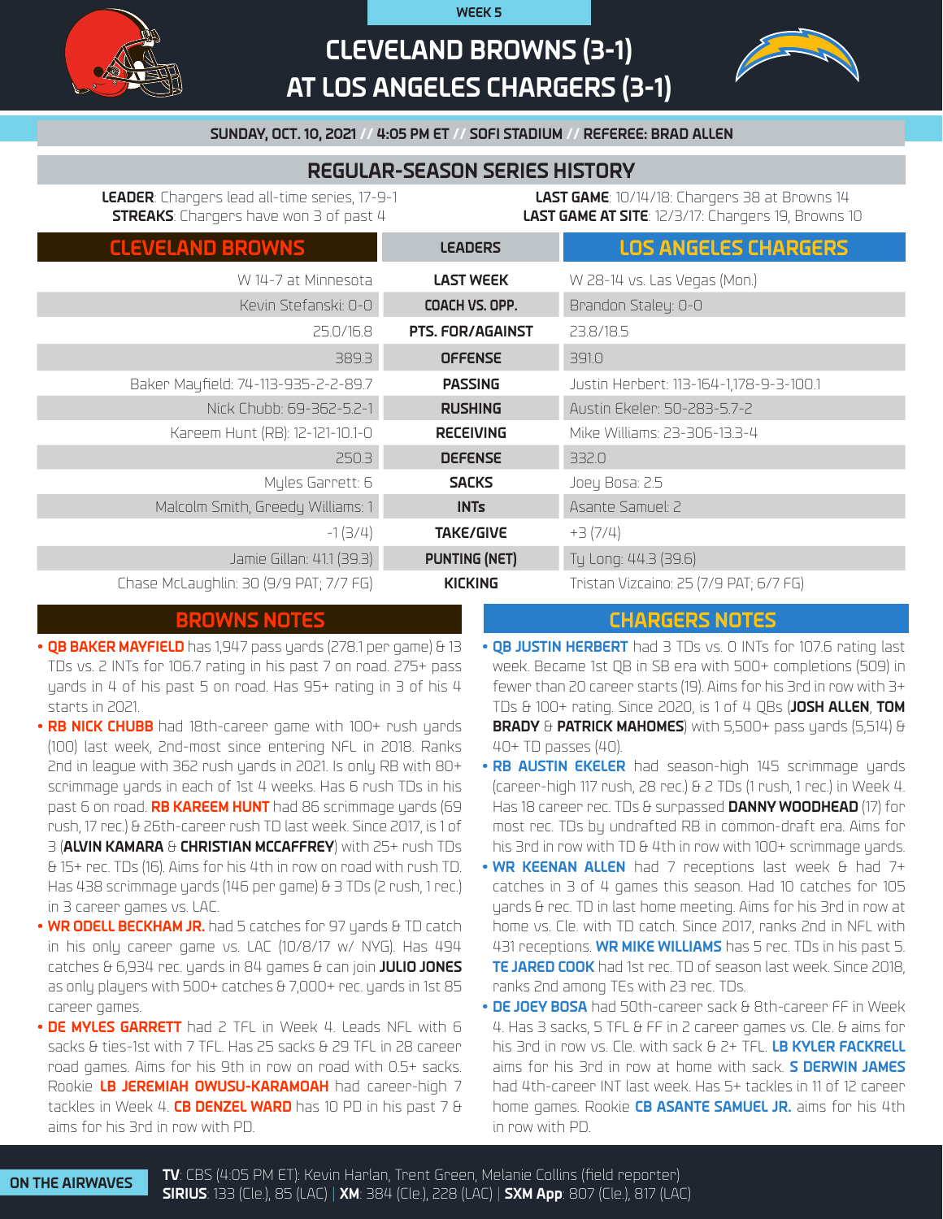WEEK 5

# CLEVELAND BROWNS (3-1) AT LOS ANGELES CHARGERS (3-1)

**SUNDAY, OCT. 10, 2021 // 4:05 PM ET // SOFI STADIUM // REFEREE: BRAD ALLEN**

## REGULAR-SEASON SERIES HISTORY

**LEADER**: Chargers lead all-time series, 17-9-1
**STREAKS**: Chargers have won 3 of past 4

**LAST GAME**: 10/14/18: Chargers 38 at Browns 14
**LAST GAME AT SITE**: 12/3/17: Chargers 19, Browns 10

| CLEVELAND BROWNS | LEADERS | LOS ANGELES CHARGERS |
|---|---|---|
| W 14-7 at Minnesota | LAST WEEK | W 28-14 vs. Las Vegas (Mon.) |
| Kevin Stefanski: 0-0 | COACH VS. OPP. | Brandon Staley: 0-0 |
| 25.0/16.8 | PTS. FOR/AGAINST | 23.8/18.5 |
| 389.3 | OFFENSE | 391.0 |
| Baker Mayfield: 74-113-935-2-2-89.7 | PASSING | Justin Herbert: 113-164-1,178-9-3-100.1 |
| Nick Chubb: 69-362-5.2-1 | RUSHING | Austin Ekeler: 50-283-5.7-2 |
| Kareem Hunt (RB): 12-121-10.1-0 | RECEIVING | Mike Williams: 23-306-13.3-4 |
| 250.3 | DEFENSE | 332.0 |
| Myles Garrett: 6 | SACKS | Joey Bosa: 2.5 |
| Malcolm Smith, Greedy Williams: 1 | INTs | Asante Samuel: 2 |
| -1 (3/4) | TAKE/GIVE | +3 (7/4) |
| Jamie Gillan: 41.1 (39.3) | PUNTING (NET) | Ty Long: 44.3 (39.6) |
| Chase McLaughlin: 30 (9/9 PAT; 7/7 FG) | KICKING | Tristan Vizcaino: 25 (7/9 PAT; 6/7 FG) |

## BROWNS NOTES

- **QB BAKER MAYFIELD** has 1,947 pass yards (278.1 per game) & 13 TDs vs. 2 INTs for 106.7 rating in his past 7 on road. 275+ pass yards in 4 of his past 5 on road. Has 95+ rating in 3 of his 4 starts in 2021.
- **RB NICK CHUBB** had 18th-career game with 100+ rush yards (100) last week, 2nd-most since entering NFL in 2018. Ranks 2nd in league with 362 rush yards in 2021. Is only RB with 80+ scrimmage yards in each of 1st 4 weeks. Has 6 rush TDs in his past 6 on road. **RB KAREEM HUNT** had 86 scrimmage yards (69 rush, 17 rec.) & 26th-career rush TD last week. Since 2017, is 1 of 3 (**ALVIN KAMARA** & **CHRISTIAN MCCAFFREY**) with 25+ rush TDs & 15+ rec. TDs (16). Aims for his 4th in row on road with rush TD. Has 438 scrimmage yards (146 per game) & 3 TDs (2 rush, 1 rec.) in 3 career games vs. LAC.
- **WR ODELL BECKHAM JR.** had 5 catches for 97 yards & TD catch in his only career game vs. LAC (10/8/17 w/ NYG). Has 494 catches & 6,934 rec. yards in 84 games & can join **JULIO JONES** as only players with 500+ catches & 7,000+ rec. yards in 1st 85 career games.
- **DE MYLES GARRETT** had 2 TFL in Week 4. Leads NFL with 6 sacks & ties-1st with 7 TFL. Has 25 sacks & 29 TFL in 28 career road games. Aims for his 9th in row on road with 0.5+ sacks. Rookie **LB JEREMIAH OWUSU-KARAMOAH** had career-high 7 tackles in Week 4. **CB DENZEL WARD** has 10 PD in his past 7 & aims for his 3rd in row with PD.

## CHARGERS NOTES

- **QB JUSTIN HERBERT** had 3 TDs vs. 0 INTs for 107.6 rating last week. Became 1st QB in SB era with 500+ completions (509) in fewer than 20 career starts (19). Aims for his 3rd in row with 3+ TDs & 100+ rating. Since 2020, is 1 of 4 QBs (**JOSH ALLEN**, **TOM BRADY** & **PATRICK MAHOMES**) with 5,500+ pass yards (5,514) & 40+ TD passes (40).
- **RB AUSTIN EKELER** had season-high 145 scrimmage yards (career-high 117 rush, 28 rec.) & 2 TDs (1 rush, 1 rec.) in Week 4. Has 18 career rec. TDs & surpassed **DANNY WOODHEAD** (17) for most rec. TDs by undrafted RB in common-draft era. Aims for his 3rd in row with TD & 4th in row with 100+ scrimmage yards.
- **WR KEENAN ALLEN** had 7 receptions last week & had 7+ catches in 3 of 4 games this season. Had 10 catches for 105 yards & rec. TD in last home meeting. Aims for his 3rd in row at home vs. Cle. with TD catch. Since 2017, ranks 2nd in NFL with 431 receptions. **WR MIKE WILLIAMS** has 5 rec. TDs in his past 5. **TE JARED COOK** had 1st rec. TD of season last week. Since 2018, ranks 2nd among TEs with 23 rec. TDs.
- **DE JOEY BOSA** had 50th-career sack & 8th-career FF in Week 4. Has 3 sacks, 5 TFL & FF in 2 career games vs. Cle. & aims for his 3rd in row vs. Cle. with sack & 2+ TFL. **LB KYLER FACKRELL** aims for his 3rd in row at home with sack. **S DERWIN JAMES** had 4th-career INT last week. Has 5+ tackles in 11 of 12 career home games. Rookie **CB ASANTE SAMUEL JR.** aims for his 4th in row with PD.

**ON THE AIRWAVES**

**TV**: CBS (4:05 PM ET): Kevin Harlan, Trent Green, Melanie Collins (field reporter)
**SIRIUS**: 133 (Cle.), 85 (LAC) | **XM**: 384 (Cle.), 228 (LAC) | **SXM App**: 807 (Cle.), 817 (LAC)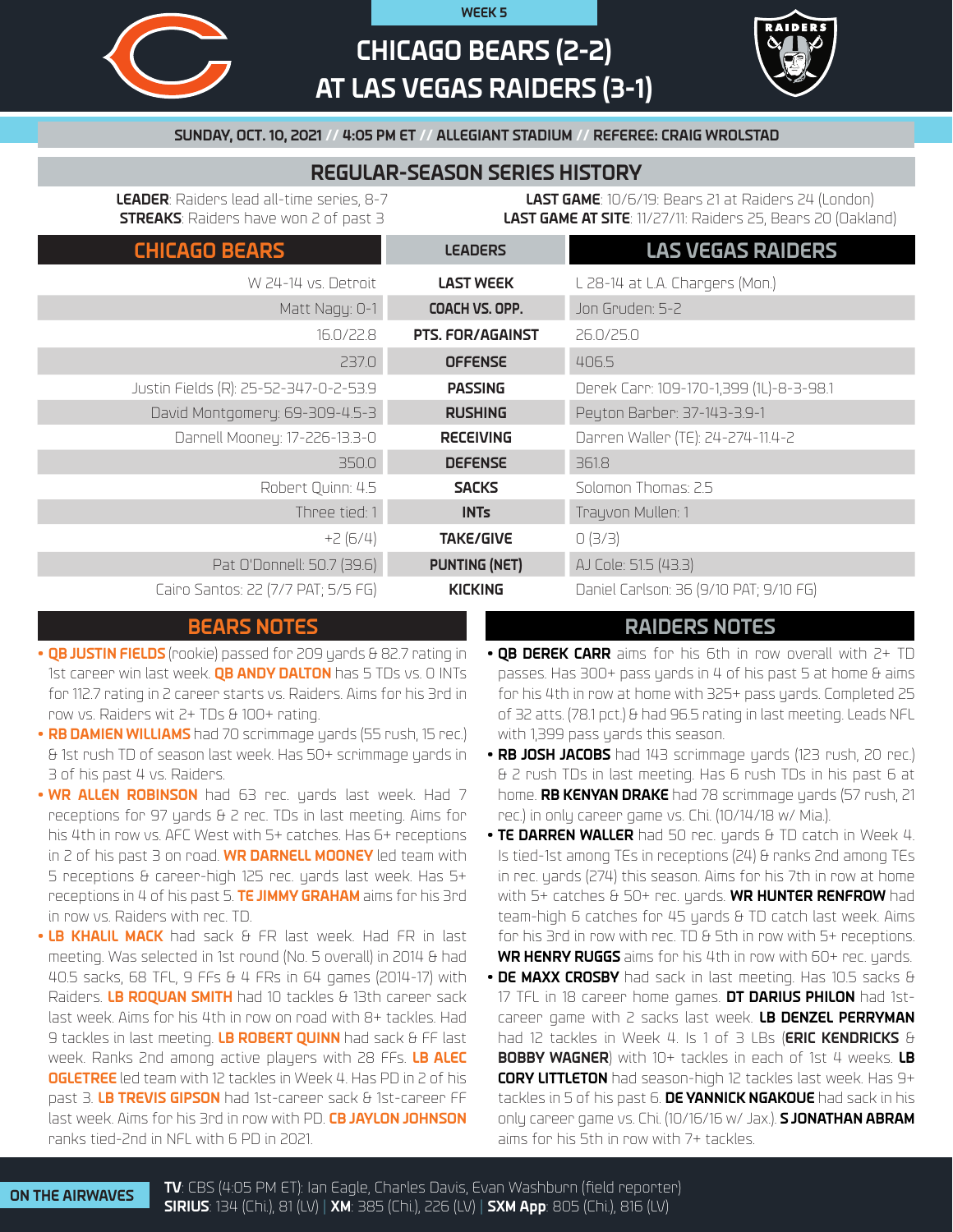WEEK 5

# CHICAGO BEARS (2-2) AT LAS VEGAS RAIDERS (3-1)

**SUNDAY, OCT. 10, 2021 // 4:05 PM ET // ALLEGIANT STADIUM // REFEREE: CRAIG WROLSTAD**

## REGULAR-SEASON SERIES HISTORY

**LEADER**: Raiders lead all-time series, 8-7
**STREAKS**: Raiders have won 2 of past 3

**LAST GAME**: 10/6/19: Bears 21 at Raiders 24 (London)
**LAST GAME AT SITE**: 11/27/11: Raiders 25, Bears 20 (Oakland)

| CHICAGO BEARS | LEADERS | LAS VEGAS RAIDERS |
|---|---|---|
| W 24-14 vs. Detroit | LAST WEEK | L 28-14 at L.A. Chargers (Mon.) |
| Matt Nagy: 0-1 | COACH VS. OPP. | Jon Gruden: 5-2 |
| 16.0/22.8 | PTS. FOR/AGAINST | 26.0/25.0 |
| 237.0 | OFFENSE | 406.5 |
| Justin Fields (R): 25-52-347-0-2-53.9 | PASSING | Derek Carr: 109-170-1,399 (1L)-8-3-98.1 |
| David Montgomery: 69-309-4.5-3 | RUSHING | Peyton Barber: 37-143-3.9-1 |
| Darnell Mooney: 17-226-13.3-0 | RECEIVING | Darren Waller (TE): 24-274-11.4-2 |
| 350.0 | DEFENSE | 361.8 |
| Robert Quinn: 4.5 | SACKS | Solomon Thomas: 2.5 |
| Three tied: 1 | INTs | Trayvon Mullen: 1 |
| +2 (6/4) | TAKE/GIVE | 0 (3/3) |
| Pat O'Donnell: 50.7 (39.6) | PUNTING (NET) | AJ Cole: 51.5 (43.3) |
| Cairo Santos: 22 (7/7 PAT; 5/5 FG) | KICKING | Daniel Carlson: 36 (9/10 PAT; 9/10 FG) |

## BEARS NOTES

- **QB JUSTIN FIELDS** (rookie) passed for 209 yards & 82.7 rating in 1st career win last week. **QB ANDY DALTON** has 5 TDs vs. 0 INTs for 112.7 rating in 2 career starts vs. Raiders. Aims for his 3rd in row vs. Raiders wit 2+ TDs & 100+ rating.
- **RB DAMIEN WILLIAMS** had 70 scrimmage yards (55 rush, 15 rec.) & 1st rush TD of season last week. Has 50+ scrimmage yards in 3 of his past 4 vs. Raiders.
- **WR ALLEN ROBINSON** had 63 rec. yards last week. Had 7 receptions for 97 yards & 2 rec. TDs in last meeting. Aims for his 4th in row vs. AFC West with 5+ catches. Has 6+ receptions in 2 of his past 3 on road. **WR DARNELL MOONEY** led team with 5 receptions & career-high 125 rec. yards last week. Has 5+ receptions in 4 of his past 5. **TE JIMMY GRAHAM** aims for his 3rd in row vs. Raiders with rec. TD.
- **LB KHALIL MACK** had sack & FR last week. Had FR in last meeting. Was selected in 1st round (No. 5 overall) in 2014 & had 40.5 sacks, 68 TFL, 9 FFs & 4 FRs in 64 games (2014-17) with Raiders. **LB ROQUAN SMITH** had 10 tackles & 13th career sack last week. Aims for his 4th in row on road with 8+ tackles. Had 9 tackles in last meeting. **LB ROBERT QUINN** had sack & FF last week. Ranks 2nd among active players with 28 FFs. **LB ALEC OGLETREE** led team with 12 tackles in Week 4. Has PD in 2 of his past 3. **LB TREVIS GIPSON** had 1st-career sack & 1st-career FF last week. Aims for his 3rd in row with PD. **CB JAYLON JOHNSON** ranks tied-2nd in NFL with 6 PD in 2021.

## RAIDERS NOTES

- **QB DEREK CARR** aims for his 6th in row overall with 2+ TD passes. Has 300+ pass yards in 4 of his past 5 at home & aims for his 4th in row at home with 325+ pass yards. Completed 25 of 32 atts. (78.1 pct.) & had 96.5 rating in last meeting. Leads NFL with 1,399 pass yards this season.
- **RB JOSH JACOBS** had 143 scrimmage yards (123 rush, 20 rec.) & 2 rush TDs in last meeting. Has 6 rush TDs in his past 6 at home. **RB KENYAN DRAKE** had 78 scrimmage yards (57 rush, 21 rec.) in only career game vs. Chi. (10/14/18 w/ Mia.).
- **TE DARREN WALLER** had 50 rec. yards & TD catch in Week 4. Is tied-1st among TEs in receptions (24) & ranks 2nd among TEs in rec. yards (274) this season. Aims for his 7th in row at home with 5+ catches & 50+ rec. yards. **WR HUNTER RENFROW** had team-high 6 catches for 45 yards & TD catch last week. Aims for his 3rd in row with rec. TD & 5th in row with 5+ receptions. **WR HENRY RUGGS** aims for his 4th in row with 60+ rec. yards.
- **DE MAXX CROSBY** had sack in last meeting. Has 10.5 sacks & 17 TFL in 18 career home games. **DT DARIUS PHILON** had 1st-career game with 2 sacks last week. **LB DENZEL PERRYMAN** had 12 tackles in Week 4. Is 1 of 3 LBs (**ERIC KENDRICKS** & **BOBBY WAGNER**) with 10+ tackles in each of 1st 4 weeks. **LB CORY LITTLETON** had season-high 12 tackles last week. Has 9+ tackles in 5 of his past 6. **DE YANNICK NGAKOUE** had sack in his only career game vs. Chi. (10/16/16 w/ Jax.). **S JONATHAN ABRAM** aims for his 5th in row with 7+ tackles.

**ON THE AIRWAVES**

**TV**: CBS (4:05 PM ET): Ian Eagle, Charles Davis, Evan Washburn (field reporter)
**SIRIUS**: 134 (Chi.), 81 (LV) | **XM**: 385 (Chi.), 226 (LV) | **SXM App**: 805 (Chi.), 816 (LV)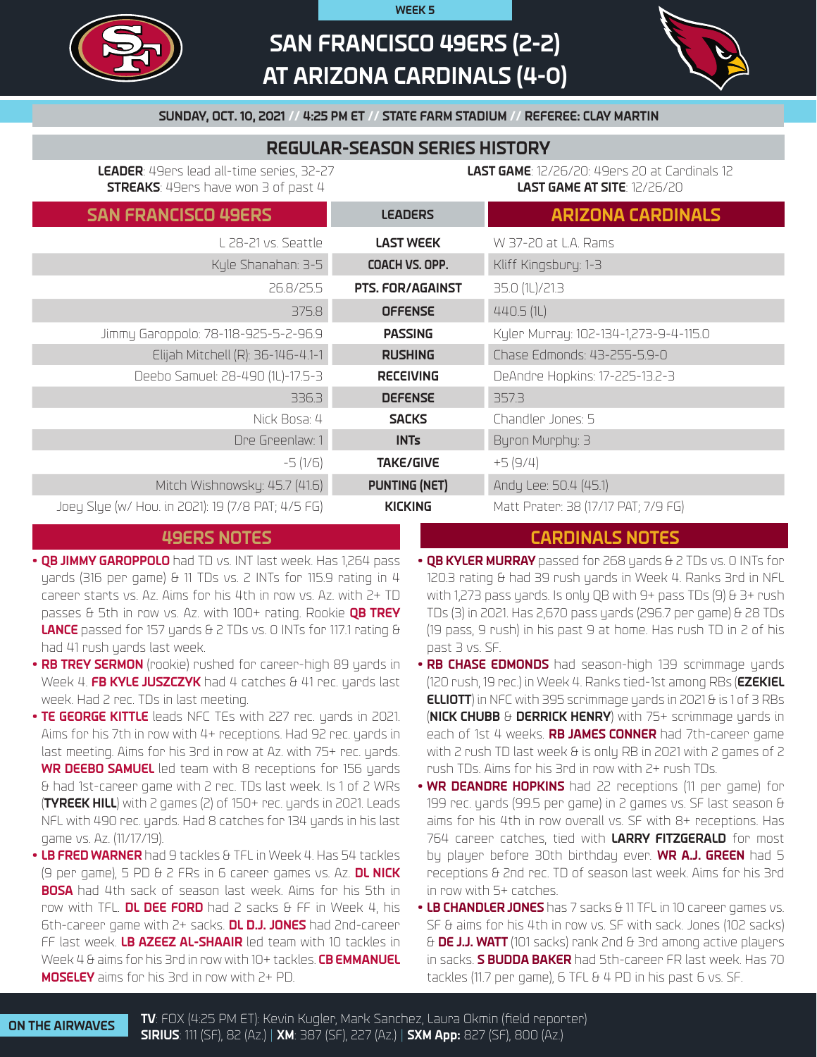WEEK 5

# SAN FRANCISCO 49ERS (2-2) AT ARIZONA CARDINALS (4-0)

SUNDAY, OCT. 10, 2021 // 4:25 PM ET // STATE FARM STADIUM // REFEREE: CLAY MARTIN

## REGULAR-SEASON SERIES HISTORY

**LEADER**: 49ers lead all-time series, 32-27
**STREAKS**: 49ers have won 3 of past 4

**LAST GAME**: 12/26/20: 49ers 20 at Cardinals 12
**LAST GAME AT SITE**: 12/26/20

| SAN FRANCISCO 49ERS | LEADERS | ARIZONA CARDINALS |
|---|---|---|
| L 28-21 vs. Seattle | LAST WEEK | W 37-20 at L.A. Rams |
| Kyle Shanahan: 3-5 | COACH VS. OPP. | Kliff Kingsbury: 1-3 |
| 26.8/25.5 | PTS. FOR/AGAINST | 35.0 (1L)/21.3 |
| 375.8 | OFFENSE | 440.5 (1L) |
| Jimmy Garoppolo: 78-118-925-5-2-96.9 | PASSING | Kyler Murray: 102-134-1,273-9-4-115.0 |
| Elijah Mitchell (R): 36-146-4.1-1 | RUSHING | Chase Edmonds: 43-255-5.9-0 |
| Deebo Samuel: 28-490 (1L)-17.5-3 | RECEIVING | DeAndre Hopkins: 17-225-13.2-3 |
| 336.3 | DEFENSE | 357.3 |
| Nick Bosa: 4 | SACKS | Chandler Jones: 5 |
| Dre Greenlaw: 1 | INTs | Byron Murphy: 3 |
| -5 (1/6) | TAKE/GIVE | +5 (9/4) |
| Mitch Wishnowsky: 45.7 (41.6) | PUNTING (NET) | Andy Lee: 50.4 (45.1) |
| Joey Slye (w/ Hou. in 2021): 19 (7/8 PAT; 4/5 FG) | KICKING | Matt Prater: 38 (17/17 PAT; 7/9 FG) |

## 49ERS NOTES

- **QB JIMMY GAROPPOLO** had TD vs. INT last week. Has 1,264 pass yards (316 per game) & 11 TDs vs. 2 INTs for 115.9 rating in 4 career starts vs. Az. Aims for his 4th in row vs. Az. with 2+ TD passes & 5th in row vs. Az. with 100+ rating. Rookie **QB TREY LANCE** passed for 157 yards & 2 TDs vs. 0 INTs for 117.1 rating & had 41 rush yards last week.
- **RB TREY SERMON** (rookie) rushed for career-high 89 yards in Week 4. **FB KYLE JUSZCZYK** had 4 catches & 41 rec. yards last week. Had 2 rec. TDs in last meeting.
- **TE GEORGE KITTLE** leads NFC TEs with 227 rec. yards in 2021. Aims for his 7th in row with 4+ receptions. Had 92 rec. yards in last meeting. Aims for his 3rd in row at Az. with 75+ rec. yards. **WR DEEBO SAMUEL** led team with 8 receptions for 156 yards & had 1st-career game with 2 rec. TDs last week. Is 1 of 2 WRs (**TYREEK HILL**) with 2 games (2) of 150+ rec. yards in 2021. Leads NFL with 490 rec. yards. Had 8 catches for 134 yards in his last game vs. Az. (11/17/19).
- **LB FRED WARNER** had 9 tackles & TFL in Week 4. Has 54 tackles (9 per game), 5 PD & 2 FRs in 6 career games vs. Az. **DL NICK BOSA** had 4th sack of season last week. Aims for his 5th in row with TFL. **DL DEE FORD** had 2 sacks & FF in Week 4, his 6th-career game with 2+ sacks. **DL D.J. JONES** had 2nd-career FF last week. **LB AZEEZ AL-SHAAIR** led team with 10 tackles in Week 4 & aims for his 3rd in row with 10+ tackles. **CB EMMANUEL MOSELEY** aims for his 3rd in row with 2+ PD.

## CARDINALS NOTES

- **QB KYLER MURRAY** passed for 268 yards & 2 TDs vs. 0 INTs for 120.3 rating & had 39 rush yards in Week 4. Ranks 3rd in NFL with 1,273 pass yards. Is only QB with 9+ pass TDs (9) & 3+ rush TDs (3) in 2021. Has 2,670 pass yards (296.7 per game) & 28 TDs (19 pass, 9 rush) in his past 9 at home. Has rush TD in 2 of his past 3 vs. SF.
- **RB CHASE EDMONDS** had season-high 139 scrimmage yards (120 rush, 19 rec.) in Week 4. Ranks tied-1st among RBs (**EZEKIEL ELLIOTT**) in NFC with 395 scrimmage yards in 2021 & is 1 of 3 RBs (**NICK CHUBB** & **DERRICK HENRY**) with 75+ scrimmage yards in each of 1st 4 weeks. **RB JAMES CONNER** had 7th-career game with 2 rush TD last week & is only RB in 2021 with 2 games of 2 rush TDs. Aims for his 3rd in row with 2+ rush TDs.
- **WR DEANDRE HOPKINS** had 22 receptions (11 per game) for 199 rec. yards (99.5 per game) in 2 games vs. SF last season & aims for his 4th in row overall vs. SF with 8+ receptions. Has 764 career catches, tied with **LARRY FITZGERALD** for most by player before 30th birthday ever. **WR A.J. GREEN** had 5 receptions & 2nd rec. TD of season last week. Aims for his 3rd in row with 5+ catches.
- **LB CHANDLER JONES** has 7 sacks & 11 TFL in 10 career games vs. SF & aims for his 4th in row vs. SF with sack. Jones (102 sacks) & **DE J.J. WATT** (101 sacks) rank 2nd & 3rd among active players in sacks. **S BUDDA BAKER** had 5th-career FR last week. Has 70 tackles (11.7 per game), 6 TFL & 4 PD in his past 6 vs. SF.

**ON THE AIRWAVES**

**TV**: FOX (4:25 PM ET): Kevin Kugler, Mark Sanchez, Laura Okmin (field reporter)
**SIRIUS**: 111 (SF), 82 (Az.) | **XM**: 387 (SF), 227 (Az.) | **SXM App:** 827 (SF), 800 (Az.)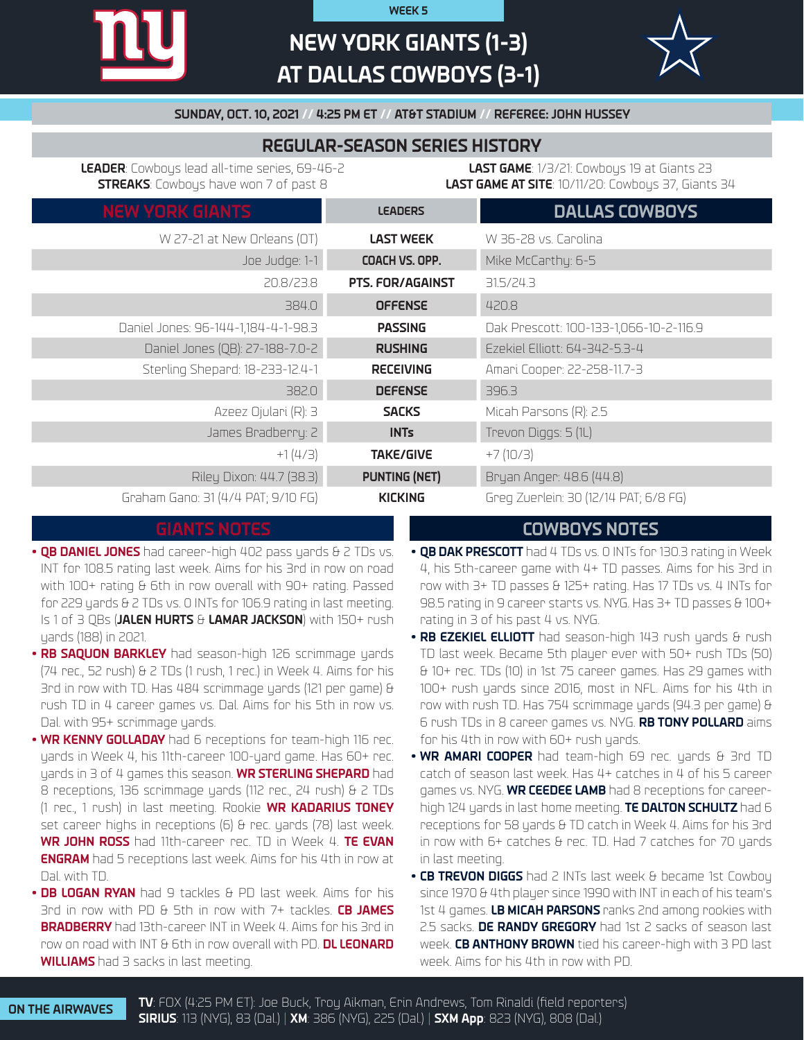WEEK 5

# NEW YORK GIANTS (1-3) AT DALLAS COWBOYS (3-1)

**SUNDAY, OCT. 10, 2021 // 4:25 PM ET // AT&T STADIUM // REFEREE: JOHN HUSSEY**

## REGULAR-SEASON SERIES HISTORY

**LEADER**: Cowboys lead all-time series, 69-46-2
**STREAKS**: Cowboys have won 7 of past 8

**LAST GAME**: 1/3/21: Cowboys 19 at Giants 23
**LAST GAME AT SITE**: 10/11/20: Cowboys 37, Giants 34

| NEW YORK GIANTS | LEADERS | DALLAS COWBOYS |
|---|---|---|
| W 27-21 at New Orleans (OT) | LAST WEEK | W 36-28 vs. Carolina |
| Joe Judge: 1-1 | COACH VS. OPP. | Mike McCarthy: 6-5 |
| 20.8/23.8 | PTS. FOR/AGAINST | 31.5/24.3 |
| 384.0 | OFFENSE | 420.8 |
| Daniel Jones: 96-144-1,184-4-1-98.3 | PASSING | Dak Prescott: 100-133-1,066-10-2-116.9 |
| Daniel Jones (QB): 27-188-7.0-2 | RUSHING | Ezekiel Elliott: 64-342-5.3-4 |
| Sterling Shepard: 18-233-12.4-1 | RECEIVING | Amari Cooper: 22-258-11.7-3 |
| 382.0 | DEFENSE | 396.3 |
| Azeez Ojulari (R): 3 | SACKS | Micah Parsons (R): 2.5 |
| James Bradberry: 2 | INTs | Trevon Diggs: 5 (1L) |
| +1 (4/3) | TAKE/GIVE | +7 (10/3) |
| Riley Dixon: 44.7 (38.3) | PUNTING (NET) | Bryan Anger: 48.6 (44.8) |
| Graham Gano: 31 (4/4 PAT; 9/10 FG) | KICKING | Greg Zuerlein: 30 (12/14 PAT; 6/8 FG) |

## GIANTS NOTES

- **QB DANIEL JONES** had career-high 402 pass yards & 2 TDs vs. INT for 108.5 rating last week. Aims for his 3rd in row on road with 100+ rating & 6th in row overall with 90+ rating. Passed for 229 yards & 2 TDs vs. 0 INTs for 106.9 rating in last meeting. Is 1 of 3 QBs (**JALEN HURTS** & **LAMAR JACKSON**) with 150+ rush yards (188) in 2021.
- **RB SAQUON BARKLEY** had season-high 126 scrimmage yards (74 rec., 52 rush) & 2 TDs (1 rush, 1 rec.) in Week 4. Aims for his 3rd in row with TD. Has 484 scrimmage yards (121 per game) & rush TD in 4 career games vs. Dal. Aims for his 5th in row vs. Dal. with 95+ scrimmage yards.
- **WR KENNY GOLLADAY** had 6 receptions for team-high 116 rec. yards in Week 4, his 11th-career 100-yard game. Has 60+ rec. yards in 3 of 4 games this season. **WR STERLING SHEPARD** had 8 receptions, 136 scrimmage yards (112 rec., 24 rush) & 2 TDs (1 rec., 1 rush) in last meeting. Rookie **WR KADARIUS TONEY** set career highs in receptions (6) & rec. yards (78) last week. **WR JOHN ROSS** had 11th-career rec. TD in Week 4. **TE EVAN ENGRAM** had 5 receptions last week. Aims for his 4th in row at Dal. with TD.
- **DB LOGAN RYAN** had 9 tackles & PD last week. Aims for his 3rd in row with PD & 5th in row with 7+ tackles. **CB JAMES BRADBERRY** had 13th-career INT in Week 4. Aims for his 3rd in row on road with INT & 6th in row overall with PD. **DL LEONARD WILLIAMS** had 3 sacks in last meeting.

## COWBOYS NOTES

- **QB DAK PRESCOTT** had 4 TDs vs. 0 INTs for 130.3 rating in Week 4, his 5th-career game with 4+ TD passes. Aims for his 3rd in row with 3+ TD passes & 125+ rating. Has 17 TDs vs. 4 INTs for 98.5 rating in 9 career starts vs. NYG. Has 3+ TD passes & 100+ rating in 3 of his past 4 vs. NYG.
- **RB EZEKIEL ELLIOTT** had season-high 143 rush yards & rush TD last week. Became 5th player ever with 50+ rush TDs (50) & 10+ rec. TDs (10) in 1st 75 career games. Has 29 games with 100+ rush yards since 2016, most in NFL. Aims for his 4th in row with rush TD. Has 754 scrimmage yards (94.3 per game) & 6 rush TDs in 8 career games vs. NYG. **RB TONY POLLARD** aims for his 4th in row with 60+ rush yards.
- **WR AMARI COOPER** had team-high 69 rec. yards & 3rd TD catch of season last week. Has 4+ catches in 4 of his 5 career games vs. NYG. **WR CEEDEE LAMB** had 8 receptions for career-high 124 yards in last home meeting. **TE DALTON SCHULTZ** had 6 receptions for 58 yards & TD catch in Week 4. Aims for his 3rd in row with 6+ catches & rec. TD. Had 7 catches for 70 yards in last meeting.
- **CB TREVON DIGGS** had 2 INTs last week & became 1st Cowboy since 1970 & 4th player since 1990 with INT in each of his team's 1st 4 games. **LB MICAH PARSONS** ranks 2nd among rookies with 2.5 sacks. **DE RANDY GREGORY** had 1st 2 sacks of season last week. **CB ANTHONY BROWN** tied his career-high with 3 PD last week. Aims for his 4th in row with PD.

**ON THE AIRWAVES**

**TV**: FOX (4:25 PM ET): Joe Buck, Troy Aikman, Erin Andrews, Tom Rinaldi (field reporters)
**SIRIUS**: 113 (NYG), 83 (Dal) | **XM**: 386 (NYG), 225 (Dal) | **SXM App**: 823 (NYG), 808 (Dal)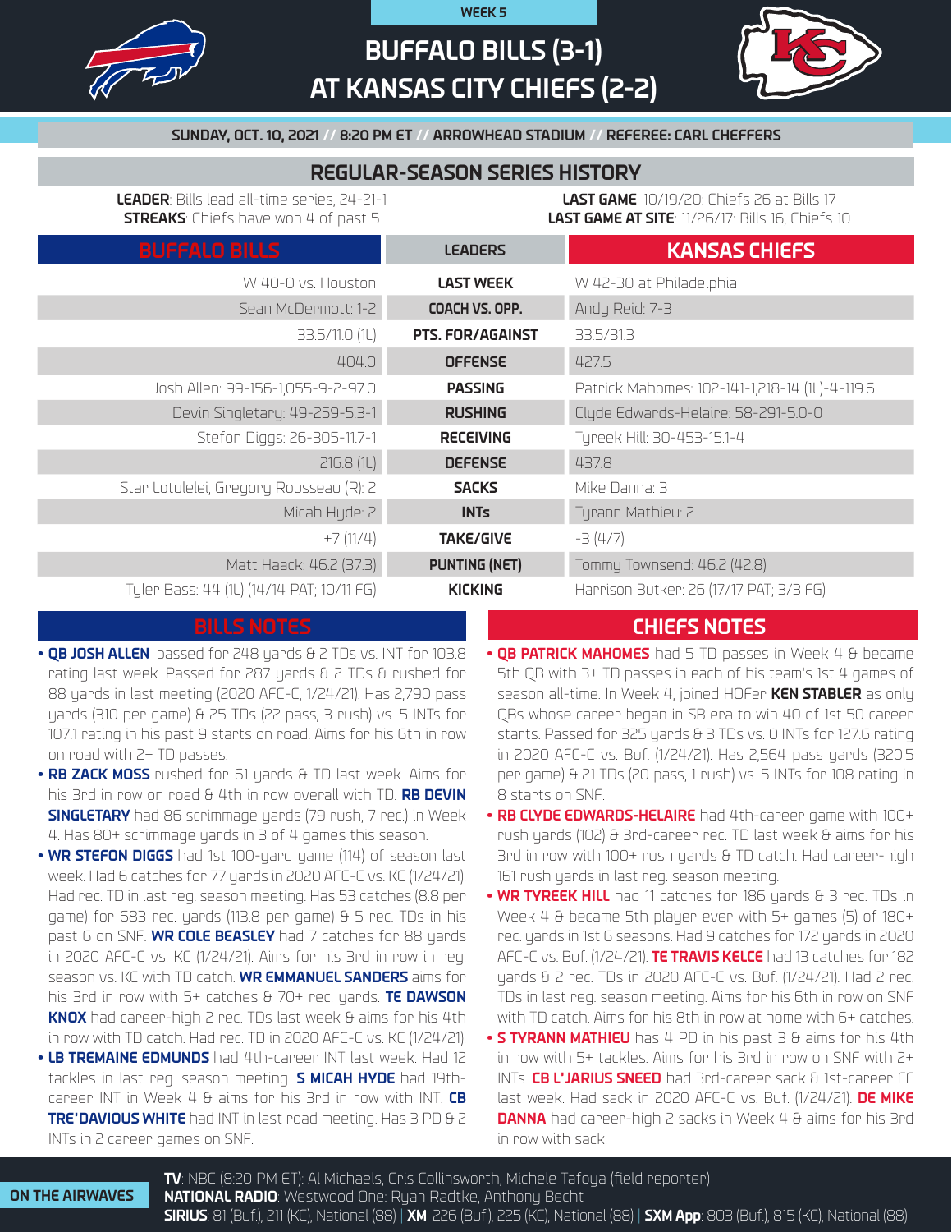WEEK 5

# BUFFALO BILLS (3-1) AT KANSAS CITY CHIEFS (2-2)

**SUNDAY, OCT. 10, 2021 // 8:20 PM ET // ARROWHEAD STADIUM // REFEREE: CARL CHEFFERS**

## REGULAR-SEASON SERIES HISTORY

**LEADER**: Bills lead all-time series, 24-21-1
**STREAKS**: Chiefs have won 4 of past 5

**LAST GAME**: 10/19/20: Chiefs 26 at Bills 17
**LAST GAME AT SITE**: 11/26/17: Bills 16, Chiefs 10

| BUFFALO BILLS | LEADERS | KANSAS CHIEFS |
|---|---|---|
| W 40-0 vs. Houston | LAST WEEK | W 42-30 at Philadelphia |
| Sean McDermott: 1-2 | COACH VS. OPP. | Andy Reid: 7-3 |
| 33.5/11.0 (1L) | PTS. FOR/AGAINST | 33.5/31.3 |
| 404.0 | OFFENSE | 427.5 |
| Josh Allen: 99-156-1,055-9-2-97.0 | PASSING | Patrick Mahomes: 102-141-1,218-14 (1L)-4-119.6 |
| Devin Singletary: 49-259-5.3-1 | RUSHING | Clyde Edwards-Helaire: 58-291-5.0-0 |
| Stefon Diggs: 26-305-11.7-1 | RECEIVING | Tyreek Hill: 30-453-15.1-4 |
| 216.8 (1L) | DEFENSE | 437.8 |
| Star Lotulelei, Gregory Rousseau (R): 2 | SACKS | Mike Danna: 3 |
| Micah Hyde: 2 | INTs | Tyrann Mathieu: 2 |
| +7 (11/4) | TAKE/GIVE | -3 (4/7) |
| Matt Haack: 46.2 (37.3) | PUNTING (NET) | Tommy Townsend: 46.2 (42.8) |
| Tyler Bass: 44 (1L) (14/14 PAT; 10/11 FG) | KICKING | Harrison Butker: 26 (17/17 PAT; 3/3 FG) |

## BILLS NOTES

- **QB JOSH ALLEN** passed for 248 yards & 2 TDs vs. INT for 103.8 rating last week. Passed for 287 yards & 2 TDs & rushed for 88 yards in last meeting (2020 AFC-C, 1/24/21). Has 2,790 pass yards (310 per game) & 25 TDs (22 pass, 3 rush) vs. 5 INTs for 107.1 rating in his past 9 starts on road. Aims for his 6th in row on road with 2+ TD passes.
- **RB ZACK MOSS** rushed for 61 yards & TD last week. Aims for his 3rd in row on road & 4th in row overall with TD. **RB DEVIN SINGLETARY** had 86 scrimmage yards (79 rush, 7 rec.) in Week 4. Has 80+ scrimmage yards in 3 of 4 games this season.
- **WR STEFON DIGGS** had 1st 100-yard game (114) of season last week. Had 6 catches for 77 yards in 2020 AFC-C vs. KC (1/24/21). Had rec. TD in last reg. season meeting. Has 53 catches (8.8 per game) for 683 rec. yards (113.8 per game) & 5 rec. TDs in his past 6 on SNF. **WR COLE BEASLEY** had 7 catches for 88 yards in 2020 AFC-C vs. KC (1/24/21). Aims for his 3rd in row in reg. season vs. KC with TD catch. **WR EMMANUEL SANDERS** aims for his 3rd in row with 5+ catches & 70+ rec. yards. **TE DAWSON KNOX** had career-high 2 rec. TDs last week & aims for his 4th in row with TD catch. Had rec. TD in 2020 AFC-C vs. KC (1/24/21).
- **LB TREMAINE EDMUNDS** had 4th-career INT last week. Had 12 tackles in last reg. season meeting. **S MICAH HYDE** had 19th-career INT in Week 4 & aims for his 3rd in row with INT. **CB TRE'DAVIOUS WHITE** had INT in last road meeting. Has 3 PD & 2 INTs in 2 career games on SNF.

## CHIEFS NOTES

- **QB PATRICK MAHOMES** had 5 TD passes in Week 4 & became 5th QB with 3+ TD passes in each of his team's 1st 4 games of season all-time. In Week 4, joined HOFer **KEN STABLER** as only QBs whose career began in SB era to win 40 of 1st 50 career starts. Passed for 325 yards & 3 TDs vs. 0 INTs for 127.6 rating in 2020 AFC-C vs. Buf. (1/24/21). Has 2,564 pass yards (320.5 per game) & 21 TDs (20 pass, 1 rush) vs. 5 INTs for 108 rating in 8 starts on SNF.
- **RB CLYDE EDWARDS-HELAIRE** had 4th-career game with 100+ rush yards (102) & 3rd-career rec. TD last week & aims for his 3rd in row with 100+ rush yards & TD catch. Had career-high 161 rush yards in last reg. season meeting.
- **WR TYREEK HILL** had 11 catches for 186 yards & 3 rec. TDs in Week 4 & became 5th player ever with 5+ games (5) of 180+ rec. yards in 1st 6 seasons. Had 9 catches for 172 yards in 2020 AFC-C vs. Buf. (1/24/21). **TE TRAVIS KELCE** had 13 catches for 182 yards & 2 rec. TDs in 2020 AFC-C vs. Buf. (1/24/21). Had 2 rec. TDs in last reg. season meeting. Aims for his 6th in row on SNF with TD catch. Aims for his 8th in row at home with 6+ catches.
- **S TYRANN MATHIEU** has 4 PD in his past 3 & aims for his 4th in row with 5+ tackles. Aims for his 3rd in row on SNF with 2+ INTs. **CB L'JARIUS SNEED** had 3rd-career sack & 1st-career FF last week. Had sack in 2020 AFC-C vs. Buf. (1/24/21). **DE MIKE DANNA** had career-high 2 sacks in Week 4 & aims for his 3rd in row with sack.

**ON THE AIRWAVES**

**TV**: NBC (8:20 PM ET): Al Michaels, Cris Collinsworth, Michele Tafoya (field reporter)
**NATIONAL RADIO**: Westwood One: Ryan Radtke, Anthony Becht
**SIRIUS**: 81 (Buf.), 211 (KC), National (88) | **XM**: 226 (Buf.), 225 (KC), National (88) | **SXM App**: 803 (Buf.), 815 (KC), National (88)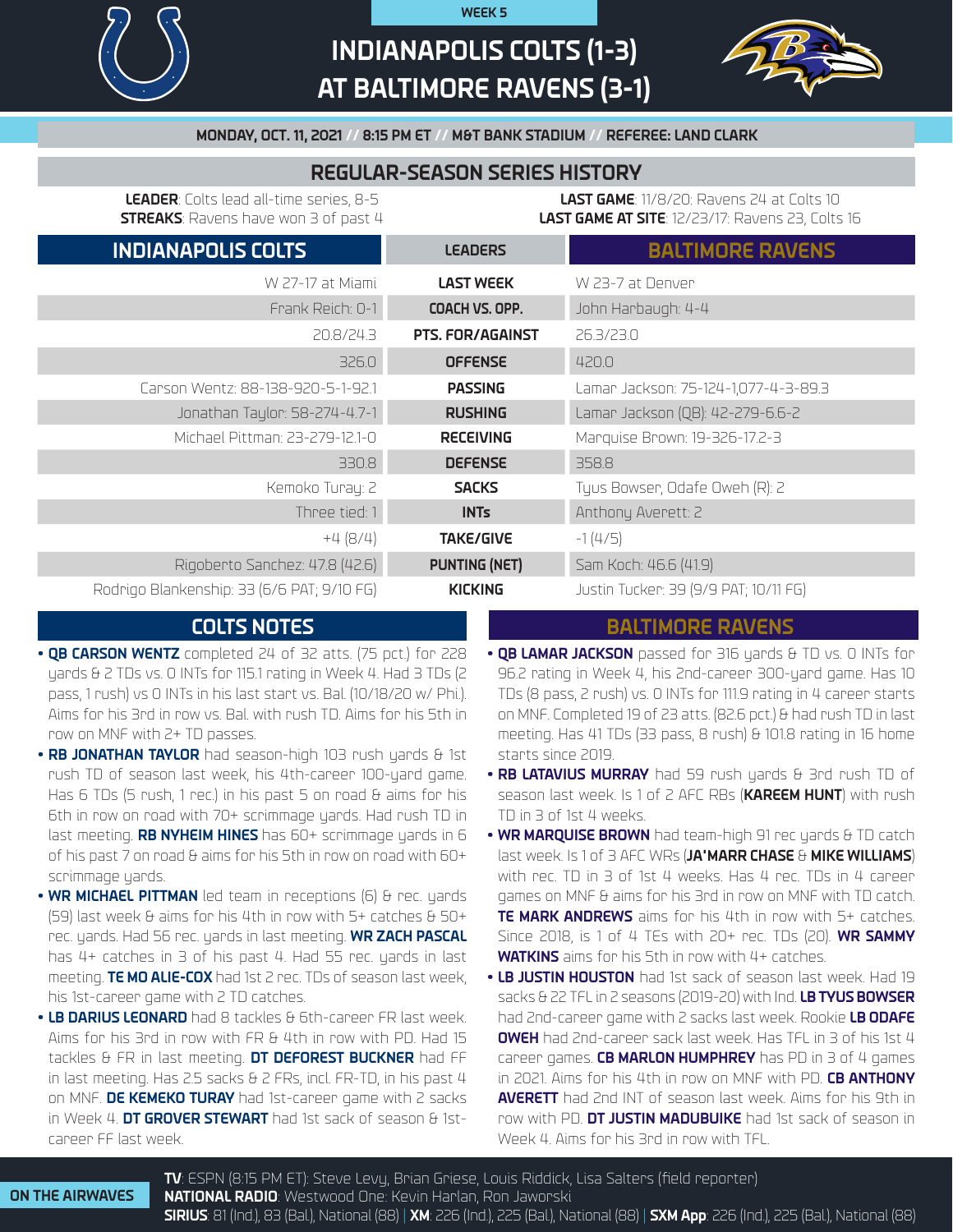WEEK 5

# INDIANAPOLIS COLTS (1-3) AT BALTIMORE RAVENS (3-1)

**MONDAY, OCT. 11, 2021 // 8:15 PM ET // M&T BANK STADIUM // REFEREE: LAND CLARK**

## REGULAR-SEASON SERIES HISTORY

**LEADER**: Colts lead all-time series, 8-5
**STREAKS**: Ravens have won 3 of past 4

**LAST GAME**: 11/8/20: Ravens 24 at Colts 10
**LAST GAME AT SITE**: 12/23/17: Ravens 23, Colts 16

| INDIANAPOLIS COLTS | LEADERS | BALTIMORE RAVENS |
|---|---|---|
| W 27-17 at Miami | LAST WEEK | W 23-7 at Denver |
| Frank Reich: 0-1 | COACH VS. OPP. | John Harbaugh: 4-4 |
| 20.8/24.3 | PTS. FOR/AGAINST | 26.3/23.0 |
| 326.0 | OFFENSE | 420.0 |
| Carson Wentz: 88-138-920-5-1-92.1 | PASSING | Lamar Jackson: 75-124-1,077-4-3-89.3 |
| Jonathan Taylor: 58-274-4.7-1 | RUSHING | Lamar Jackson (QB): 42-279-6.6-2 |
| Michael Pittman: 23-279-12.1-0 | RECEIVING | Marquise Brown: 19-326-17.2-3 |
| 330.8 | DEFENSE | 358.8 |
| Kemoko Turay: 2 | SACKS | Tyus Bowser, Odafe Oweh (R): 2 |
| Three tied: 1 | INTs | Anthony Averett: 2 |
| +4 (8/4) | TAKE/GIVE | -1 (4/5) |
| Rigoberto Sanchez: 47.8 (42.6) | PUNTING (NET) | Sam Koch: 46.6 (41.9) |
| Rodrigo Blankenship: 33 (6/6 PAT; 9/10 FG) | KICKING | Justin Tucker: 39 (9/9 PAT; 10/11 FG) |

## COLTS NOTES

- **QB CARSON WENTZ** completed 24 of 32 atts. (75 pct.) for 228 yards & 2 TDs vs. 0 INTs for 115.1 rating in Week 4. Had 3 TDs (2 pass, 1 rush) vs 0 INTs in his last start vs. Bal. (10/18/20 w/ Phi.). Aims for his 3rd in row vs. Bal. with rush TD. Aims for his 5th in row on MNF with 2+ TD passes.
- **RB JONATHAN TAYLOR** had season-high 103 rush yards & 1st rush TD of season last week, his 4th-career 100-yard game. Has 6 TDs (5 rush, 1 rec.) in his past 5 on road & aims for his 6th in row on road with 70+ scrimmage yards. Had rush TD in last meeting. **RB NYHEIM HINES** has 60+ scrimmage yards in 6 of his past 7 on road & aims for his 5th in row on road with 60+ scrimmage yards.
- **WR MICHAEL PITTMAN** led team in receptions (6) & rec. yards (59) last week & aims for his 4th in row with 5+ catches & 50+ rec. yards. Had 56 rec. yards in last meeting. **WR ZACH PASCAL** has 4+ catches in 3 of his past 4. Had 55 rec. yards in last meeting. **TE MO ALIE-COX** had 1st 2 rec. TDs of season last week, his 1st-career game with 2 TD catches.
- **LB DARIUS LEONARD** had 8 tackles & 6th-career FR last week. Aims for his 3rd in row with FR & 4th in row with PD. Had 15 tackles & FR in last meeting. **DT DEFOREST BUCKNER** had FF in last meeting. Has 2.5 sacks & 2 FRs, incl. FR-TD, in his past 4 on MNF. **DE KEMEKO TURAY** had 1st-career game with 2 sacks in Week 4. **DT GROVER STEWART** had 1st sack of season & 1st-career FF last week.

## BALTIMORE RAVENS

- **QB LAMAR JACKSON** passed for 316 yards & TD vs. 0 INTs for 96.2 rating in Week 4, his 2nd-career 300-yard game. Has 10 TDs (8 pass, 2 rush) vs. 0 INTs for 111.9 rating in 4 career starts on MNF. Completed 19 of 23 atts. (82.6 pct.) & had rush TD in last meeting. Has 41 TDs (33 pass, 8 rush) & 101.8 rating in 16 home starts since 2019.
- **RB LATAVIUS MURRAY** had 59 rush yards & 3rd rush TD of season last week. Is 1 of 2 AFC RBs (**KAREEM HUNT**) with rush TD in 3 of 1st 4 weeks.
- **WR MARQUISE BROWN** had team-high 91 rec yards & TD catch last week. Is 1 of 3 AFC WRs (**JA'MARR CHASE** & **MIKE WILLIAMS**) with rec. TD in 3 of 1st 4 weeks. Has 4 rec. TDs in 4 career games on MNF & aims for his 3rd in row on MNF with TD catch. **TE MARK ANDREWS** aims for his 4th in row with 5+ catches. Since 2018, is 1 of 4 TEs with 20+ rec. TDs (20). **WR SAMMY WATKINS** aims for his 5th in row with 4+ catches.
- **LB JUSTIN HOUSTON** had 1st sack of season last week. Had 19 sacks & 22 TFL in 2 seasons (2019-20) with Ind. **LB TYUS BOWSER** had 2nd-career game with 2 sacks last week. Rookie **LB ODAFE OWEH** had 2nd-career sack last week. Has TFL in 3 of his 1st 4 career games. **CB MARLON HUMPHREY** has PD in 3 of 4 games in 2021. Aims for his 4th in row on MNF with PD. **CB ANTHONY AVERETT** had 2nd INT of season last week. Aims for his 9th in row with PD. **DT JUSTIN MADUBUIKE** had 1st sack of season in Week 4. Aims for his 3rd in row with TFL.

**ON THE AIRWAVES**

**TV**: ESPN (8:15 PM ET): Steve Levy, Brian Griese, Louis Riddick, Lisa Salters (field reporter)
**NATIONAL RADIO**: Westwood One: Kevin Harlan, Ron Jaworski
**SIRIUS**: 81 (Ind.), 83 (Bal.), National (88) | **XM**: 226 (Ind.), 225 (Bal.), National (88) | **SXM App**: 226 (Ind.), 225 (Bal.), National (88)